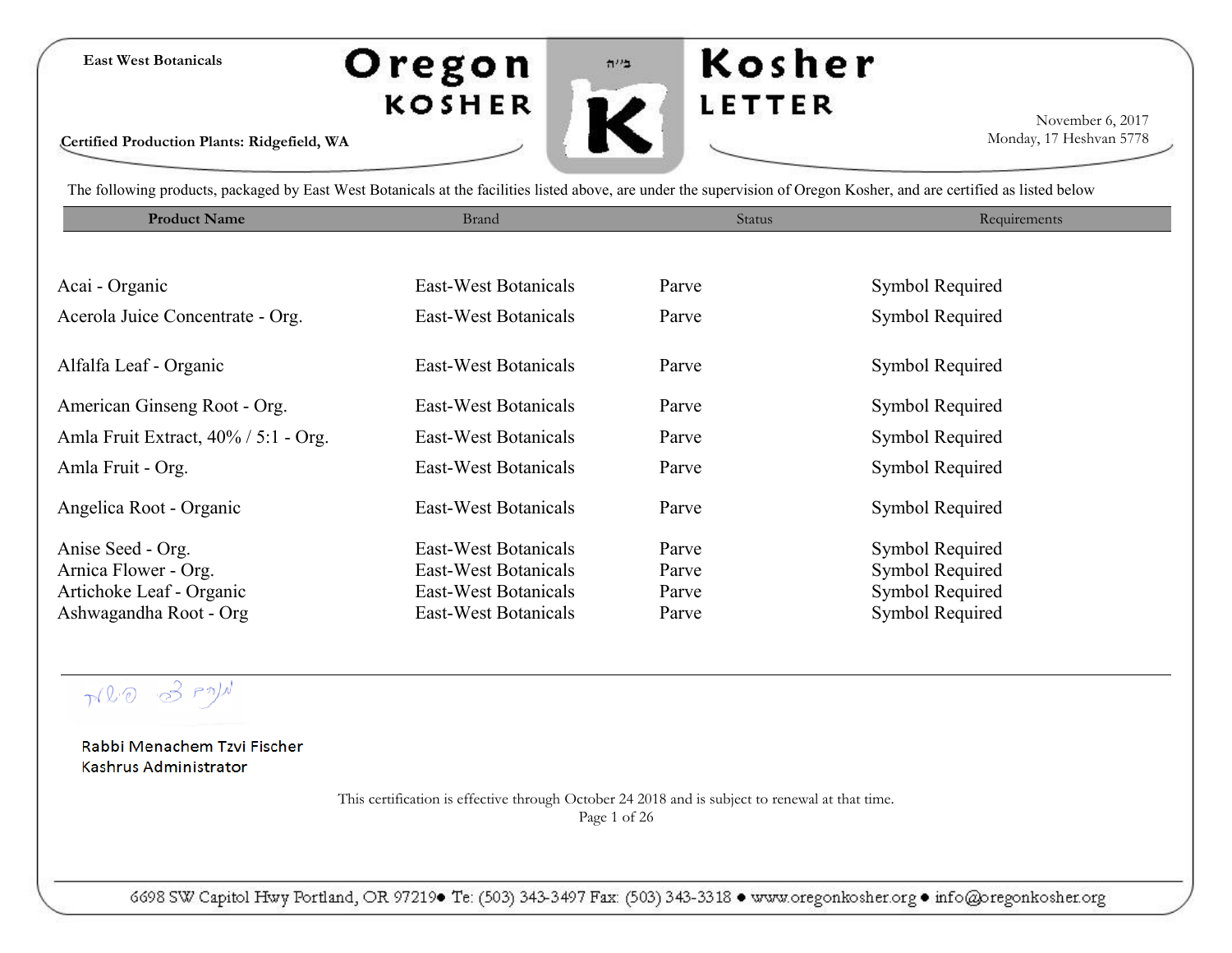East West Botanicals

# Oregon Kosher Letter

בי"ה

K

Certified Production Plants: Ridgefield, WA

November 6, 2017
Monday, 17 Heshvan 5778

The following products, packaged by East West Botanicals at the facilities listed above, are under the supervision of Oregon Kosher, and are certified as listed below

| Product Name | Brand | Status | Requirements |
| --- | --- | --- | --- |
| Acai - Organic | East-West Botanicals | Parve | Symbol Required |
| Acerola Juice Concentrate - Org. | East-West Botanicals | Parve | Symbol Required |
| Alfalfa Leaf - Organic | East-West Botanicals | Parve | Symbol Required |
| American Ginseng Root - Org. | East-West Botanicals | Parve | Symbol Required |
| Amla Fruit Extract, 40% / 5:1 - Org. | East-West Botanicals | Parve | Symbol Required |
| Amla Fruit - Org. | East-West Botanicals | Parve | Symbol Required |
| Angelica Root - Organic | East-West Botanicals | Parve | Symbol Required |
| Anise Seed - Org. | East-West Botanicals | Parve | Symbol Required |
| Arnica Flower - Org. | East-West Botanicals | Parve | Symbol Required |
| Artichoke Leaf - Organic | East-West Botanicals | Parve | Symbol Required |
| Ashwagandha Root - Org | East-West Botanicals | Parve | Symbol Required |

מנחם צבי פישר

Rabbi Menachem Tzvi Fischer
Kashrus Administrator

This certification is effective through October 24 2018 and is subject to renewal at that time.

6698 SW Capitol Hwy Portland, OR 97219 • Te: (503) 343-3497 Fax: (503) 343-3318 • www.oregonkosher.org • info@oregonkosher.org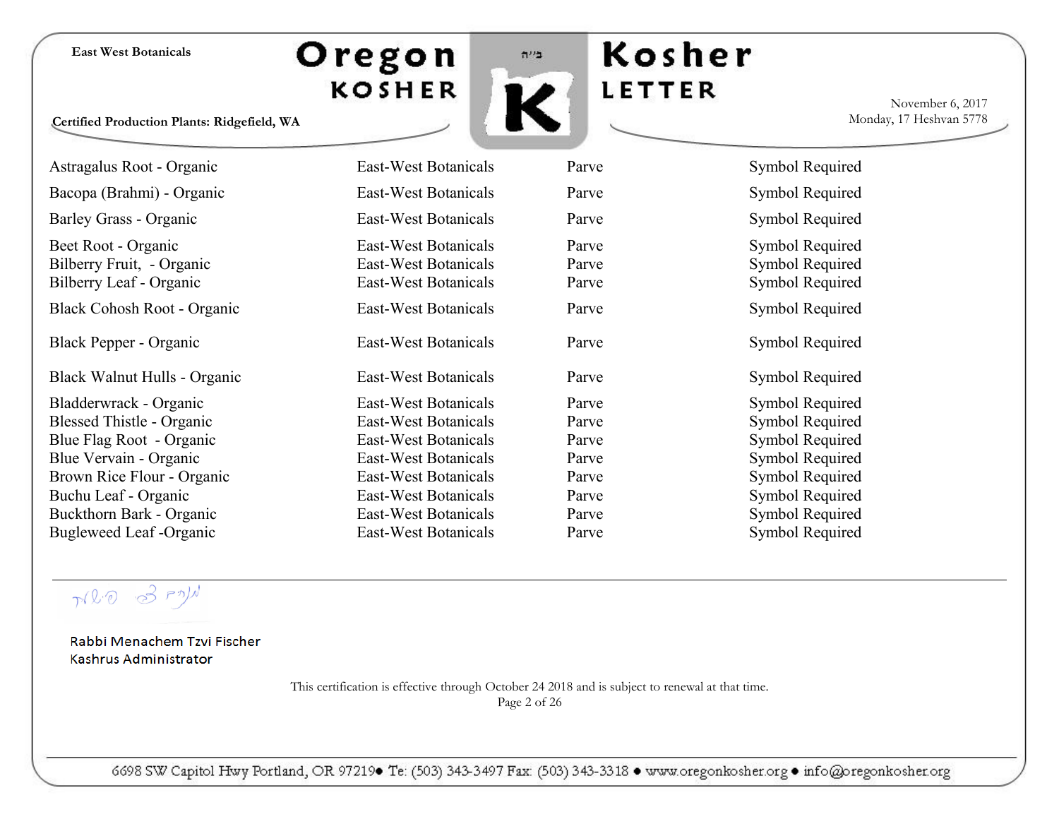East West Botanicals

**Oregon KOSHER** ב"ה **Kosher LETTER**

Certified Production Plants: Ridgefield, WA

November 6, 2017
Monday, 17 Heshvan 5778

| | | | |
|---|---|---|---|
| Astragalus Root - Organic | East-West Botanicals | Parve | Symbol Required |
| Bacopa (Brahmi) - Organic | East-West Botanicals | Parve | Symbol Required |
| Barley Grass - Organic | East-West Botanicals | Parve | Symbol Required |
| Beet Root - Organic | East-West Botanicals | Parve | Symbol Required |
| Bilberry Fruit, - Organic | East-West Botanicals | Parve | Symbol Required |
| Bilberry Leaf - Organic | East-West Botanicals | Parve | Symbol Required |
| Black Cohosh Root - Organic | East-West Botanicals | Parve | Symbol Required |
| Black Pepper - Organic | East-West Botanicals | Parve | Symbol Required |
| Black Walnut Hulls - Organic | East-West Botanicals | Parve | Symbol Required |
| Bladderwrack - Organic | East-West Botanicals | Parve | Symbol Required |
| Blessed Thistle - Organic | East-West Botanicals | Parve | Symbol Required |
| Blue Flag Root - Organic | East-West Botanicals | Parve | Symbol Required |
| Blue Vervain - Organic | East-West Botanicals | Parve | Symbol Required |
| Brown Rice Flour - Organic | East-West Botanicals | Parve | Symbol Required |
| Buchu Leaf - Organic | East-West Botanicals | Parve | Symbol Required |
| Buckthorn Bark - Organic | East-West Botanicals | Parve | Symbol Required |
| Bugleweed Leaf -Organic | East-West Botanicals | Parve | Symbol Required |

Rabbi Menachem Tzvi Fischer
Kashrus Administrator

This certification is effective through October 24 2018 and is subject to renewal at that time.

6698 SW Capitol Hwy Portland, OR 97219 • Te: (503) 343-3497 Fax: (503) 343-3318 • www.oregonkosher.org • info@oregonkosher.org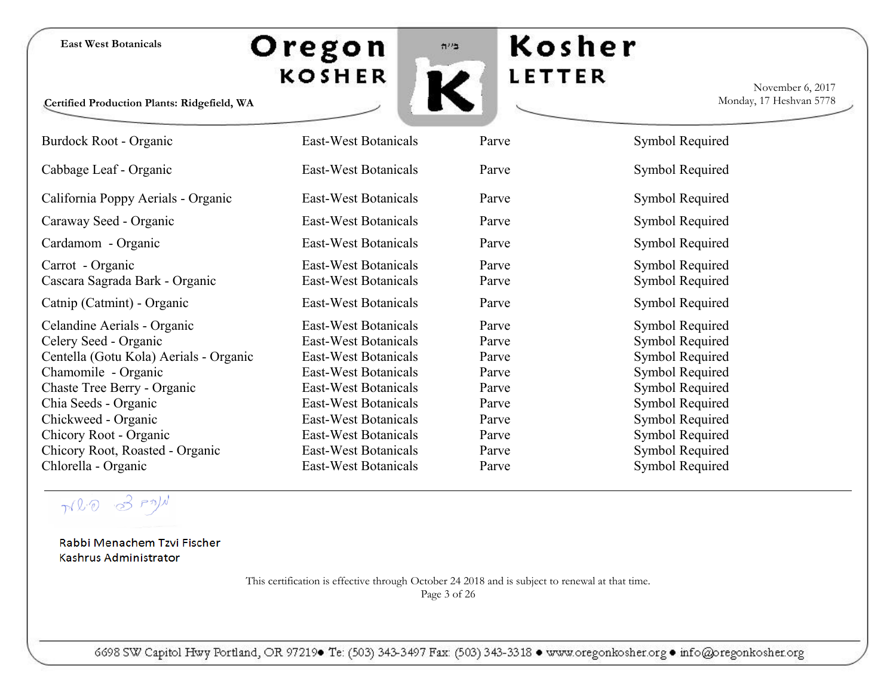East West Botanicals

**Oregon KOSHER** ב״ה **Kosher LETTER**

Certified Production Plants: Ridgefield, WA

November 6, 2017
Monday, 17 Heshvan 5778

| | | | |
|---|---|---|---|
| Burdock Root - Organic | East-West Botanicals | Parve | Symbol Required |
| Cabbage Leaf - Organic | East-West Botanicals | Parve | Symbol Required |
| California Poppy Aerials - Organic | East-West Botanicals | Parve | Symbol Required |
| Caraway Seed - Organic | East-West Botanicals | Parve | Symbol Required |
| Cardamom - Organic | East-West Botanicals | Parve | Symbol Required |
| Carrot - Organic | East-West Botanicals | Parve | Symbol Required |
| Cascara Sagrada Bark - Organic | East-West Botanicals | Parve | Symbol Required |
| Catnip (Catmint) - Organic | East-West Botanicals | Parve | Symbol Required |
| Celandine Aerials - Organic | East-West Botanicals | Parve | Symbol Required |
| Celery Seed - Organic | East-West Botanicals | Parve | Symbol Required |
| Centella (Gotu Kola) Aerials - Organic | East-West Botanicals | Parve | Symbol Required |
| Chamomile - Organic | East-West Botanicals | Parve | Symbol Required |
| Chaste Tree Berry - Organic | East-West Botanicals | Parve | Symbol Required |
| Chia Seeds - Organic | East-West Botanicals | Parve | Symbol Required |
| Chickweed - Organic | East-West Botanicals | Parve | Symbol Required |
| Chicory Root - Organic | East-West Botanicals | Parve | Symbol Required |
| Chicory Root, Roasted - Organic | East-West Botanicals | Parve | Symbol Required |
| Chlorella - Organic | East-West Botanicals | Parve | Symbol Required |

מנחם צבי פישר

Rabbi Menachem Tzvi Fischer
Kashrus Administrator

This certification is effective through October 24 2018 and is subject to renewal at that time.

6698 SW Capitol Hwy Portland, OR 97219 • Tel: (503) 343-3497 Fax: (503) 343-3318 • www.oregonkosher.org • info@oregonkosher.org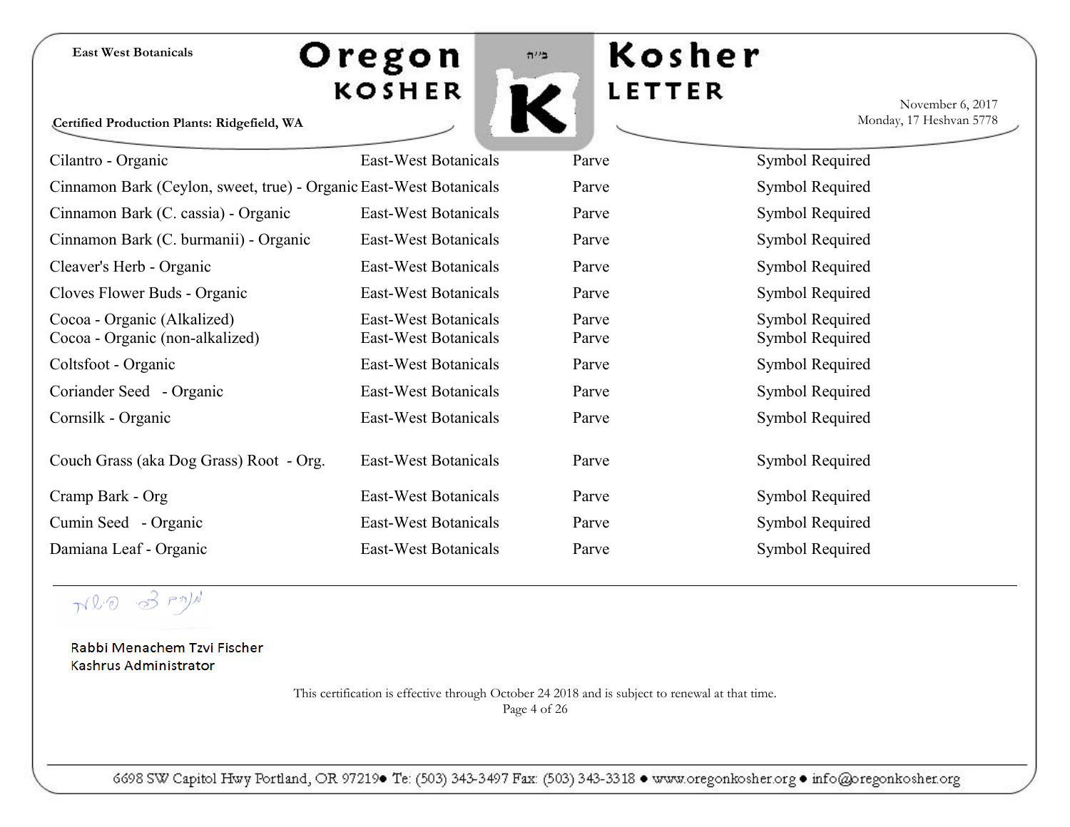East West Botanicals

# Oregon KOSHER Kosher LETTER

ב"ה

Certified Production Plants: Ridgefield, WA

November 6, 2017
Monday, 17 Heshvan 5778

| | | | |
|---|---|---|---|
| Cilantro - Organic | East-West Botanicals | Parve | Symbol Required |
| Cinnamon Bark (Ceylon, sweet, true) - Organic | East-West Botanicals | Parve | Symbol Required |
| Cinnamon Bark (C. cassia) - Organic | East-West Botanicals | Parve | Symbol Required |
| Cinnamon Bark (C. burmanii) - Organic | East-West Botanicals | Parve | Symbol Required |
| Cleaver's Herb - Organic | East-West Botanicals | Parve | Symbol Required |
| Cloves Flower Buds - Organic | East-West Botanicals | Parve | Symbol Required |
| Cocoa - Organic (Alkalized) | East-West Botanicals | Parve | Symbol Required |
| Cocoa - Organic (non-alkalized) | East-West Botanicals | Parve | Symbol Required |
| Coltsfoot - Organic | East-West Botanicals | Parve | Symbol Required |
| Coriander Seed - Organic | East-West Botanicals | Parve | Symbol Required |
| Cornsilk - Organic | East-West Botanicals | Parve | Symbol Required |
| Couch Grass (aka Dog Grass) Root - Org. | East-West Botanicals | Parve | Symbol Required |
| Cramp Bark - Org | East-West Botanicals | Parve | Symbol Required |
| Cumin Seed - Organic | East-West Botanicals | Parve | Symbol Required |
| Damiana Leaf - Organic | East-West Botanicals | Parve | Symbol Required |

מנחם צבי פישר

Rabbi Menachem Tzvi Fischer
Kashrus Administrator

This certification is effective through October 24 2018 and is subject to renewal at that time.

6698 SW Capitol Hwy Portland, OR 97219● Te: (503) 343-3497 Fax: (503) 343-3318 ● www.oregonkosher.org ● info@oregonkosher.org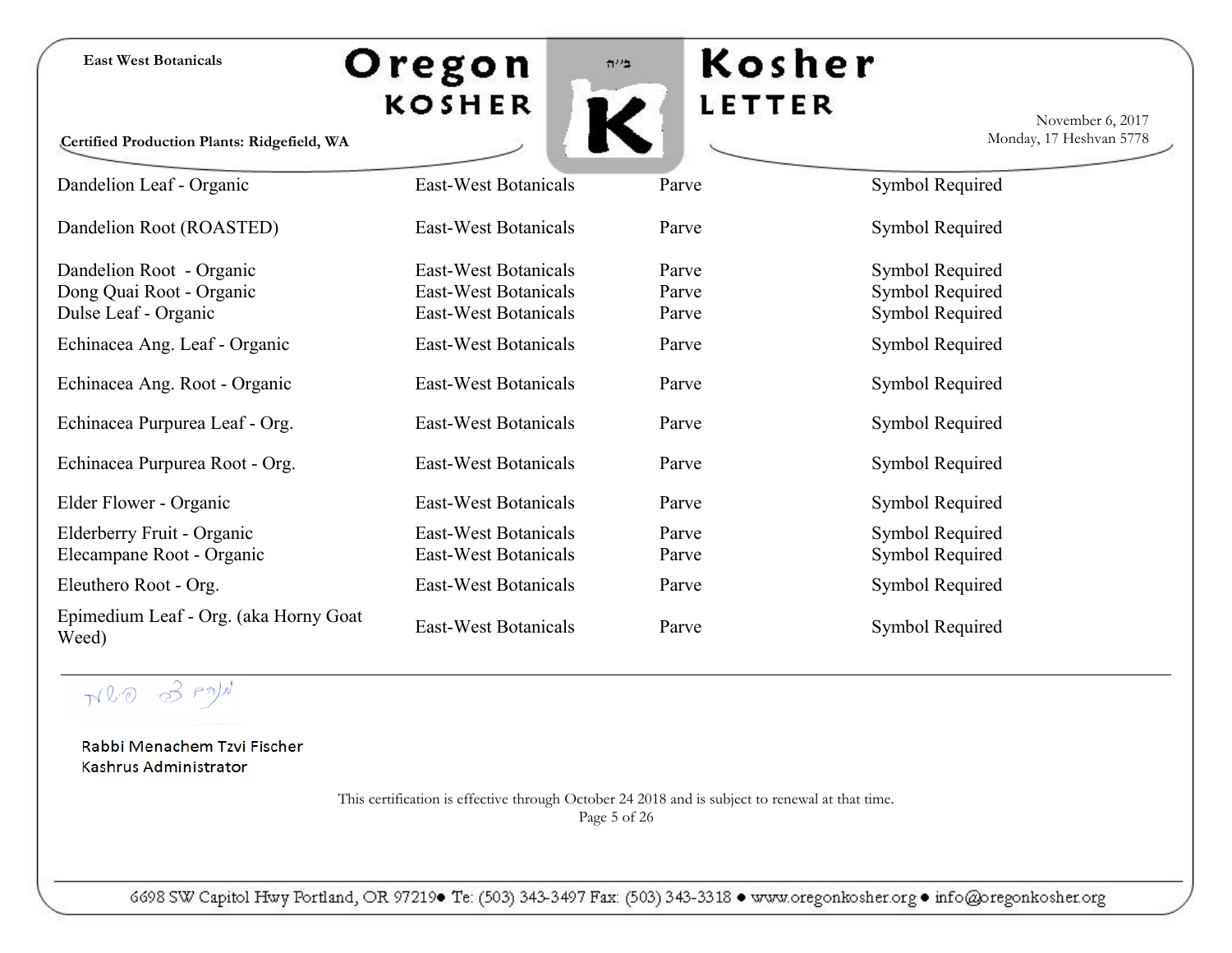East West Botanicals

Certified Production Plants: Ridgefield, WA

# Oregon KOSHER Kosher LETTER

ב"ה

November 6, 2017
Monday, 17 Heshvan 5778

| | | | |
|---|---|---|---|
| Dandelion Leaf - Organic | East-West Botanicals | Parve | Symbol Required |
| Dandelion Root (ROASTED) | East-West Botanicals | Parve | Symbol Required |
| Dandelion Root - Organic | East-West Botanicals | Parve | Symbol Required |
| Dong Quai Root - Organic | East-West Botanicals | Parve | Symbol Required |
| Dulse Leaf - Organic | East-West Botanicals | Parve | Symbol Required |
| Echinacea Ang. Leaf - Organic | East-West Botanicals | Parve | Symbol Required |
| Echinacea Ang. Root - Organic | East-West Botanicals | Parve | Symbol Required |
| Echinacea Purpurea Leaf - Org. | East-West Botanicals | Parve | Symbol Required |
| Echinacea Purpurea Root - Org. | East-West Botanicals | Parve | Symbol Required |
| Elder Flower - Organic | East-West Botanicals | Parve | Symbol Required |
| Elderberry Fruit - Organic | East-West Botanicals | Parve | Symbol Required |
| Elecampane Root - Organic | East-West Botanicals | Parve | Symbol Required |
| Eleuthero Root - Org. | East-West Botanicals | Parve | Symbol Required |
| Epimedium Leaf - Org. (aka Horny Goat Weed) | East-West Botanicals | Parve | Symbol Required |

מנחם צבי פישר

Rabbi Menachem Tzvi Fischer
Kashrus Administrator

This certification is effective through October 24 2018 and is subject to renewal at that time.

6698 SW Capitol Hwy Portland, OR 97219 • Te: (503) 343-3497 Fax: (503) 343-3318 • www.oregonkosher.org • info@oregonkosher.org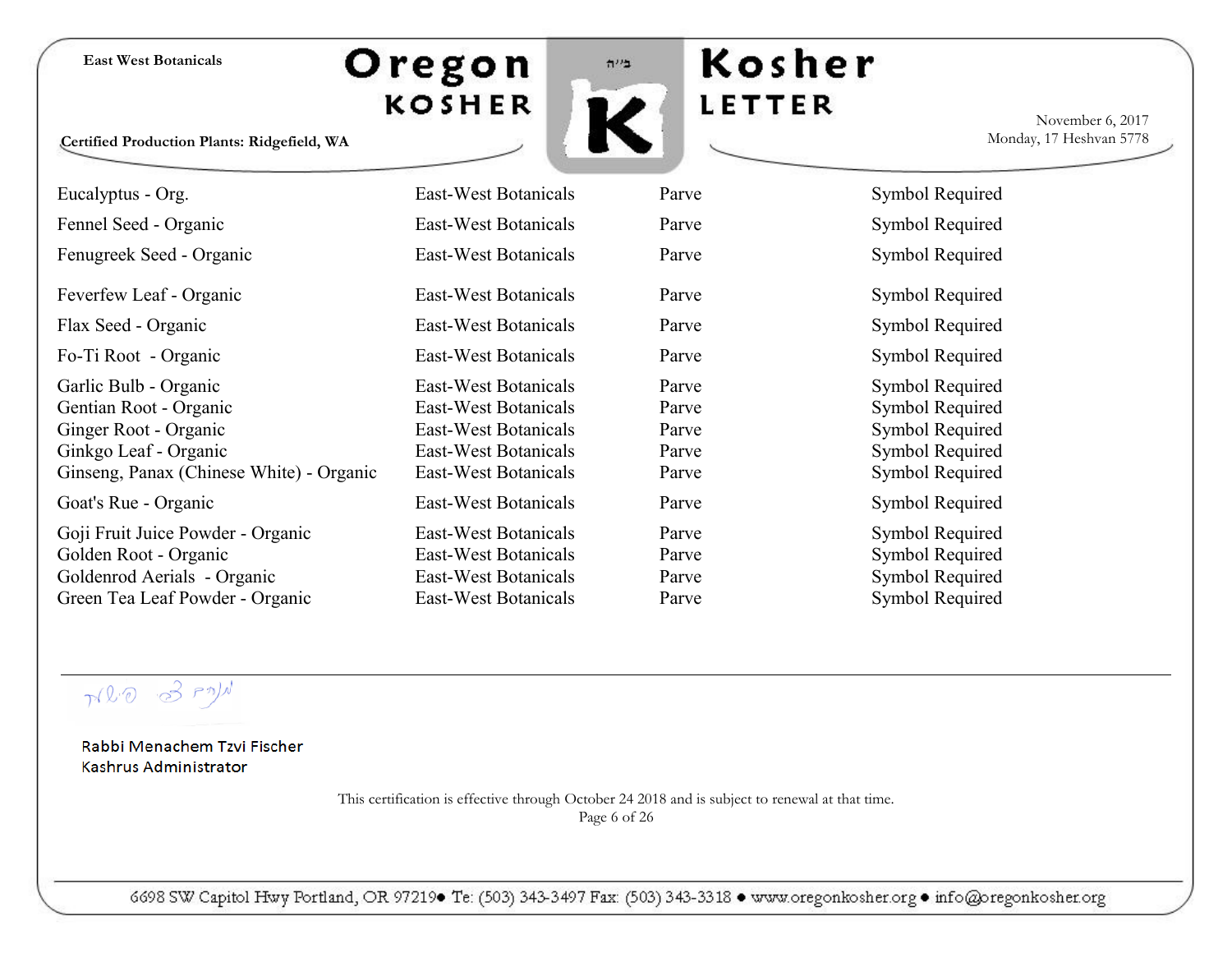East West Botanicals

Certified Production Plants: Ridgefield, WA

# Oregon Kosher Letter

ב״ה

November 6, 2017
Monday, 17 Heshvan 5778

| | | | |
|---|---|---|---|
| Eucalyptus - Org. | East-West Botanicals | Parve | Symbol Required |
| Fennel Seed - Organic | East-West Botanicals | Parve | Symbol Required |
| Fenugreek Seed - Organic | East-West Botanicals | Parve | Symbol Required |
| Feverfew Leaf - Organic | East-West Botanicals | Parve | Symbol Required |
| Flax Seed - Organic | East-West Botanicals | Parve | Symbol Required |
| Fo-Ti Root - Organic | East-West Botanicals | Parve | Symbol Required |
| Garlic Bulb - Organic | East-West Botanicals | Parve | Symbol Required |
| Gentian Root - Organic | East-West Botanicals | Parve | Symbol Required |
| Ginger Root - Organic | East-West Botanicals | Parve | Symbol Required |
| Ginkgo Leaf - Organic | East-West Botanicals | Parve | Symbol Required |
| Ginseng, Panax (Chinese White) - Organic | East-West Botanicals | Parve | Symbol Required |
| Goat's Rue - Organic | East-West Botanicals | Parve | Symbol Required |
| Goji Fruit Juice Powder - Organic | East-West Botanicals | Parve | Symbol Required |
| Golden Root - Organic | East-West Botanicals | Parve | Symbol Required |
| Goldenrod Aerials - Organic | East-West Botanicals | Parve | Symbol Required |
| Green Tea Leaf Powder - Organic | East-West Botanicals | Parve | Symbol Required |

מנחם צבי פישר

Rabbi Menachem Tzvi Fischer
Kashrus Administrator

This certification is effective through October 24 2018 and is subject to renewal at that time.

6698 SW Capitol Hwy Portland, OR 97219 • Te: (503) 343-3497 Fax: (503) 343-3318 • www.oregonkosher.org • info@oregonkosher.org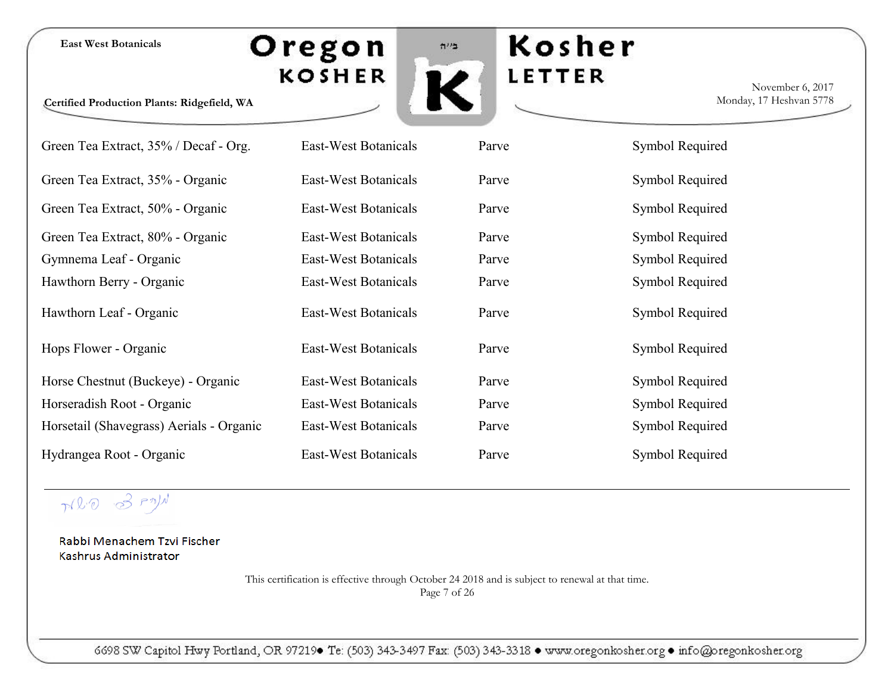East West Botanicals

# Oregon Kosher Letter

Certified Production Plants: Ridgefield, WA

November 6, 2017
Monday, 17 Heshvan 5778

| | | | |
|---|---|---|---|
| Green Tea Extract, 35% / Decaf - Org. | East-West Botanicals | Parve | Symbol Required |
| Green Tea Extract, 35% - Organic | East-West Botanicals | Parve | Symbol Required |
| Green Tea Extract, 50% - Organic | East-West Botanicals | Parve | Symbol Required |
| Green Tea Extract, 80% - Organic | East-West Botanicals | Parve | Symbol Required |
| Gymnema Leaf - Organic | East-West Botanicals | Parve | Symbol Required |
| Hawthorn Berry - Organic | East-West Botanicals | Parve | Symbol Required |
| Hawthorn Leaf - Organic | East-West Botanicals | Parve | Symbol Required |
| Hops Flower - Organic | East-West Botanicals | Parve | Symbol Required |
| Horse Chestnut (Buckeye) - Organic | East-West Botanicals | Parve | Symbol Required |
| Horseradish Root - Organic | East-West Botanicals | Parve | Symbol Required |
| Horsetail (Shavegrass) Aerials - Organic | East-West Botanicals | Parve | Symbol Required |
| Hydrangea Root - Organic | East-West Botanicals | Parve | Symbol Required |

Rabbi Menachem Tzvi Fischer
Kashrus Administrator

This certification is effective through October 24 2018 and is subject to renewal at that time.

6698 SW Capitol Hwy Portland, OR 97219● Te: (503) 343-3497 Fax: (503) 343-3318 ● www.oregonkosher.org ● info@oregonkosher.org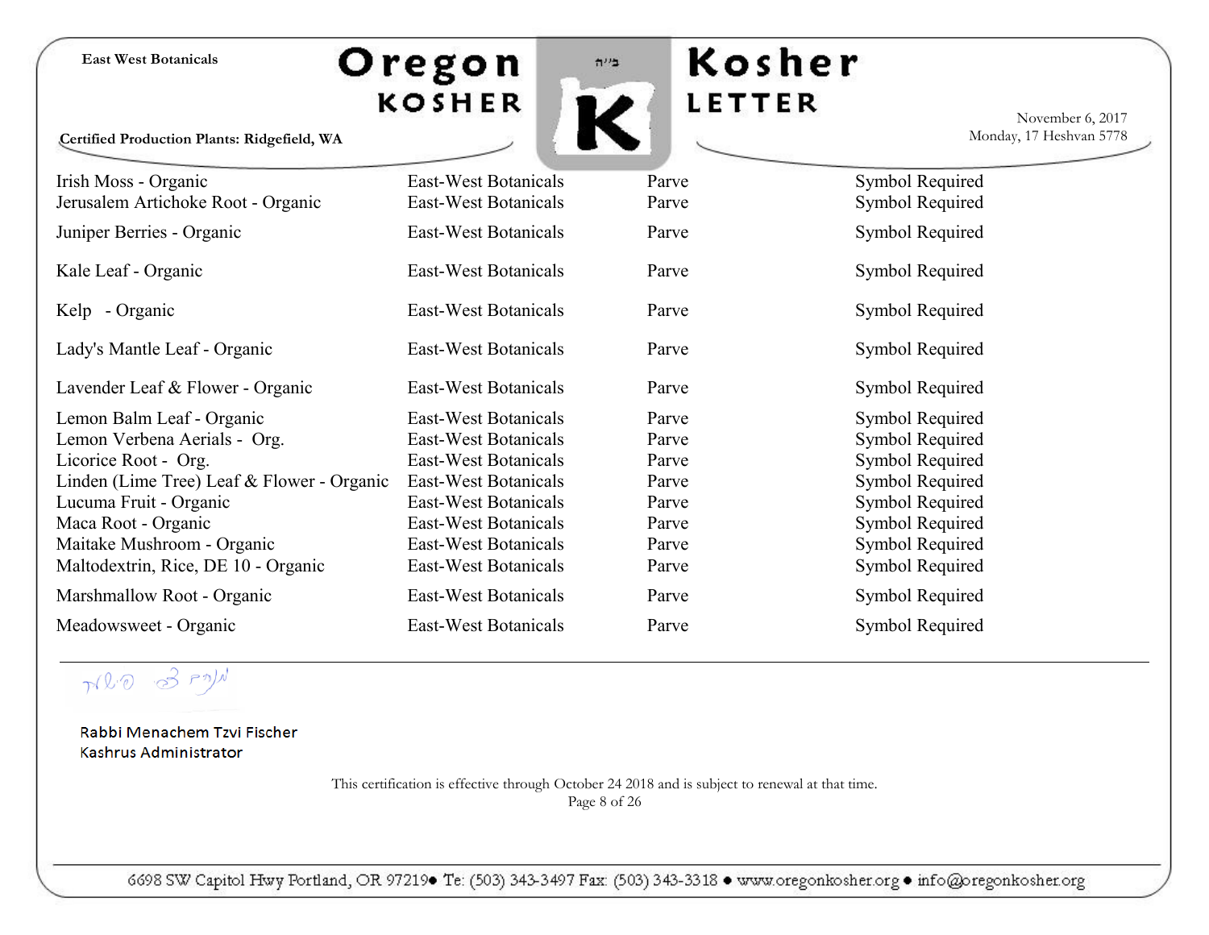East West Botanicals

**Oregon KOSHER** בס"ד **Kosher LETTER**

Certified Production Plants: Ridgefield, WA

November 6, 2017
Monday, 17 Heshvan 5778

| | | | |
|---|---|---|---|
| Irish Moss - Organic | East-West Botanicals | Parve | Symbol Required |
| Jerusalem Artichoke Root - Organic | East-West Botanicals | Parve | Symbol Required |
| Juniper Berries - Organic | East-West Botanicals | Parve | Symbol Required |
| Kale Leaf - Organic | East-West Botanicals | Parve | Symbol Required |
| Kelp - Organic | East-West Botanicals | Parve | Symbol Required |
| Lady's Mantle Leaf - Organic | East-West Botanicals | Parve | Symbol Required |
| Lavender Leaf & Flower - Organic | East-West Botanicals | Parve | Symbol Required |
| Lemon Balm Leaf - Organic | East-West Botanicals | Parve | Symbol Required |
| Lemon Verbena Aerials - Org. | East-West Botanicals | Parve | Symbol Required |
| Licorice Root - Org. | East-West Botanicals | Parve | Symbol Required |
| Linden (Lime Tree) Leaf & Flower - Organic | East-West Botanicals | Parve | Symbol Required |
| Lucuma Fruit - Organic | East-West Botanicals | Parve | Symbol Required |
| Maca Root - Organic | East-West Botanicals | Parve | Symbol Required |
| Maitake Mushroom - Organic | East-West Botanicals | Parve | Symbol Required |
| Maltodextrin, Rice, DE 10 - Organic | East-West Botanicals | Parve | Symbol Required |
| Marshmallow Root - Organic | East-West Botanicals | Parve | Symbol Required |
| Meadowsweet - Organic | East-West Botanicals | Parve | Symbol Required |

Rabbi Menachem Tzvi Fischer
Kashrus Administrator

This certification is effective through October 24 2018 and is subject to renewal at that time.

6698 SW Capitol Hwy Portland, OR 97219 • Te: (503) 343-3497 Fax: (503) 343-3318 • www.oregonkosher.org • info@oregonkosher.org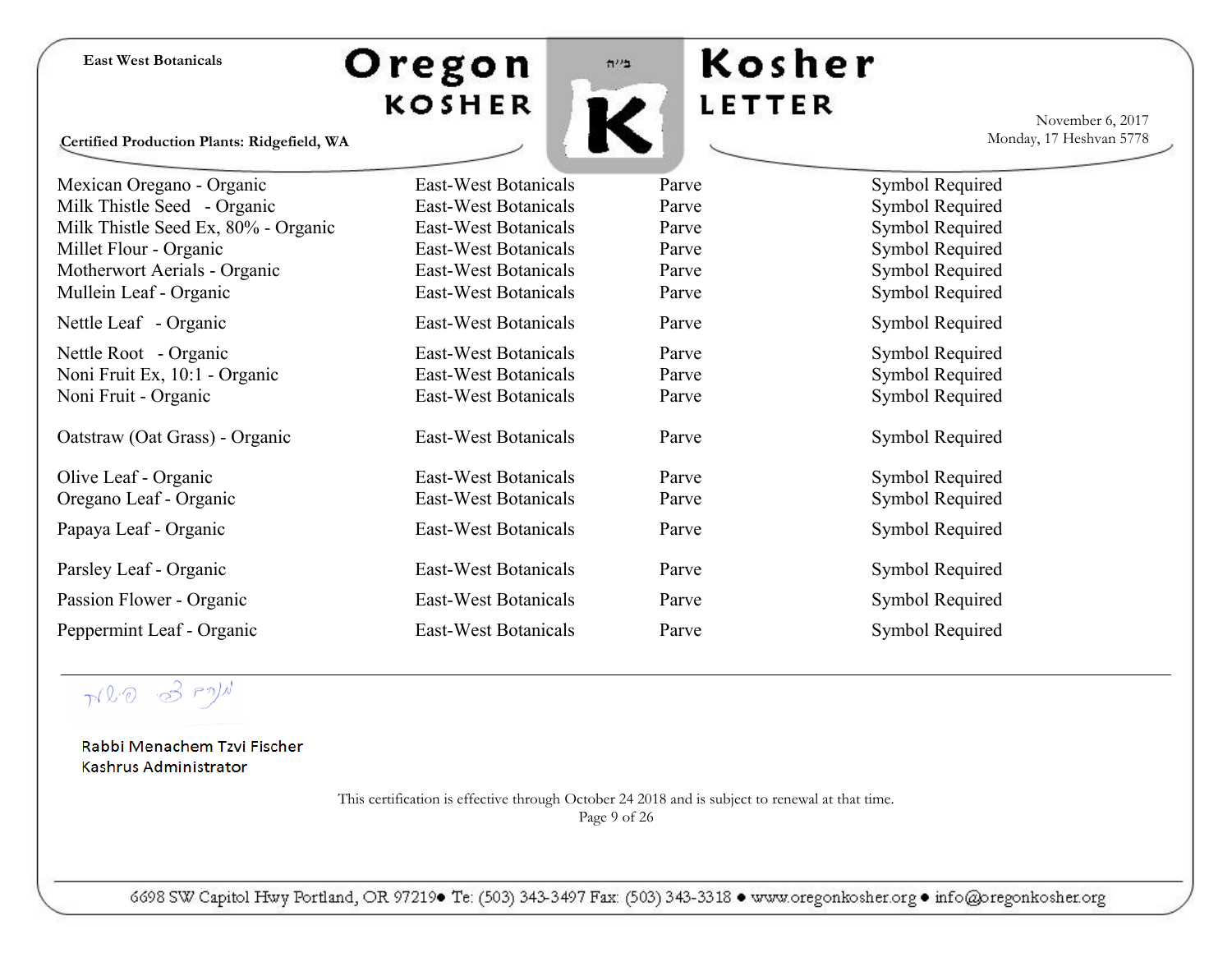East West Botanicals

# Oregon KOSHER Kosher LETTER

Certified Production Plants: Ridgefield, WA

November 6, 2017
Monday, 17 Heshvan 5778

| | | | |
|---|---|---|---|
| Mexican Oregano - Organic | East-West Botanicals | Parve | Symbol Required |
| Milk Thistle Seed - Organic | East-West Botanicals | Parve | Symbol Required |
| Milk Thistle Seed Ex, 80% - Organic | East-West Botanicals | Parve | Symbol Required |
| Millet Flour - Organic | East-West Botanicals | Parve | Symbol Required |
| Motherwort Aerials - Organic | East-West Botanicals | Parve | Symbol Required |
| Mullein Leaf - Organic | East-West Botanicals | Parve | Symbol Required |
| Nettle Leaf - Organic | East-West Botanicals | Parve | Symbol Required |
| Nettle Root - Organic | East-West Botanicals | Parve | Symbol Required |
| Noni Fruit Ex, 10:1 - Organic | East-West Botanicals | Parve | Symbol Required |
| Noni Fruit - Organic | East-West Botanicals | Parve | Symbol Required |
| Oatstraw (Oat Grass) - Organic | East-West Botanicals | Parve | Symbol Required |
| Olive Leaf - Organic | East-West Botanicals | Parve | Symbol Required |
| Oregano Leaf - Organic | East-West Botanicals | Parve | Symbol Required |
| Papaya Leaf - Organic | East-West Botanicals | Parve | Symbol Required |
| Parsley Leaf - Organic | East-West Botanicals | Parve | Symbol Required |
| Passion Flower - Organic | East-West Botanicals | Parve | Symbol Required |
| Peppermint Leaf - Organic | East-West Botanicals | Parve | Symbol Required |

Rabbi Menachem Tzvi Fischer
Kashrus Administrator

This certification is effective through October 24 2018 and is subject to renewal at that time.

6698 SW Capitol Hwy Portland, OR 97219 • Te: (503) 343-3497 Fax: (503) 343-3318 • www.oregonkosher.org • info@oregonkosher.org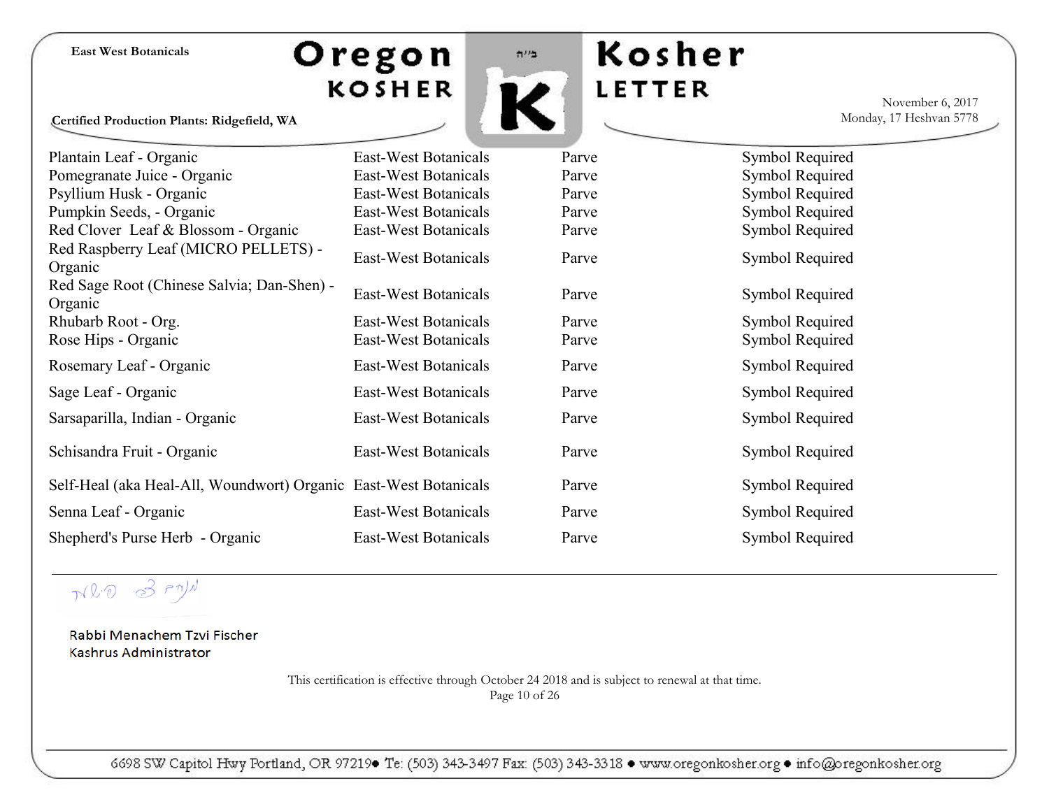East West Botanicals

# Oregon Kosher Letter

Certified Production Plants: Ridgefield, WA

November 6, 2017
Monday, 17 Heshvan 5778

| | | | |
|---|---|---|---|
| Plantain Leaf - Organic | East-West Botanicals | Parve | Symbol Required |
| Pomegranate Juice - Organic | East-West Botanicals | Parve | Symbol Required |
| Psyllium Husk - Organic | East-West Botanicals | Parve | Symbol Required |
| Pumpkin Seeds, - Organic | East-West Botanicals | Parve | Symbol Required |
| Red Clover Leaf & Blossom - Organic | East-West Botanicals | Parve | Symbol Required |
| Red Raspberry Leaf (MICRO PELLETS) - Organic | East-West Botanicals | Parve | Symbol Required |
| Red Sage Root (Chinese Salvia; Dan-Shen) - Organic | East-West Botanicals | Parve | Symbol Required |
| Rhubarb Root - Org. | East-West Botanicals | Parve | Symbol Required |
| Rose Hips - Organic | East-West Botanicals | Parve | Symbol Required |
| Rosemary Leaf - Organic | East-West Botanicals | Parve | Symbol Required |
| Sage Leaf - Organic | East-West Botanicals | Parve | Symbol Required |
| Sarsaparilla, Indian - Organic | East-West Botanicals | Parve | Symbol Required |
| Schisandra Fruit - Organic | East-West Botanicals | Parve | Symbol Required |
| Self-Heal (aka Heal-All, Woundwort) Organic | East-West Botanicals | Parve | Symbol Required |
| Senna Leaf - Organic | East-West Botanicals | Parve | Symbol Required |
| Shepherd's Purse Herb - Organic | East-West Botanicals | Parve | Symbol Required |

Rabbi Menachem Tzvi Fischer
Kashrus Administrator

This certification is effective through October 24 2018 and is subject to renewal at that time.

6698 SW Capitol Hwy Portland, OR 97219 • Te: (503) 343-3497 Fax: (503) 343-3318 • www.oregonkosher.org • info@oregonkosher.org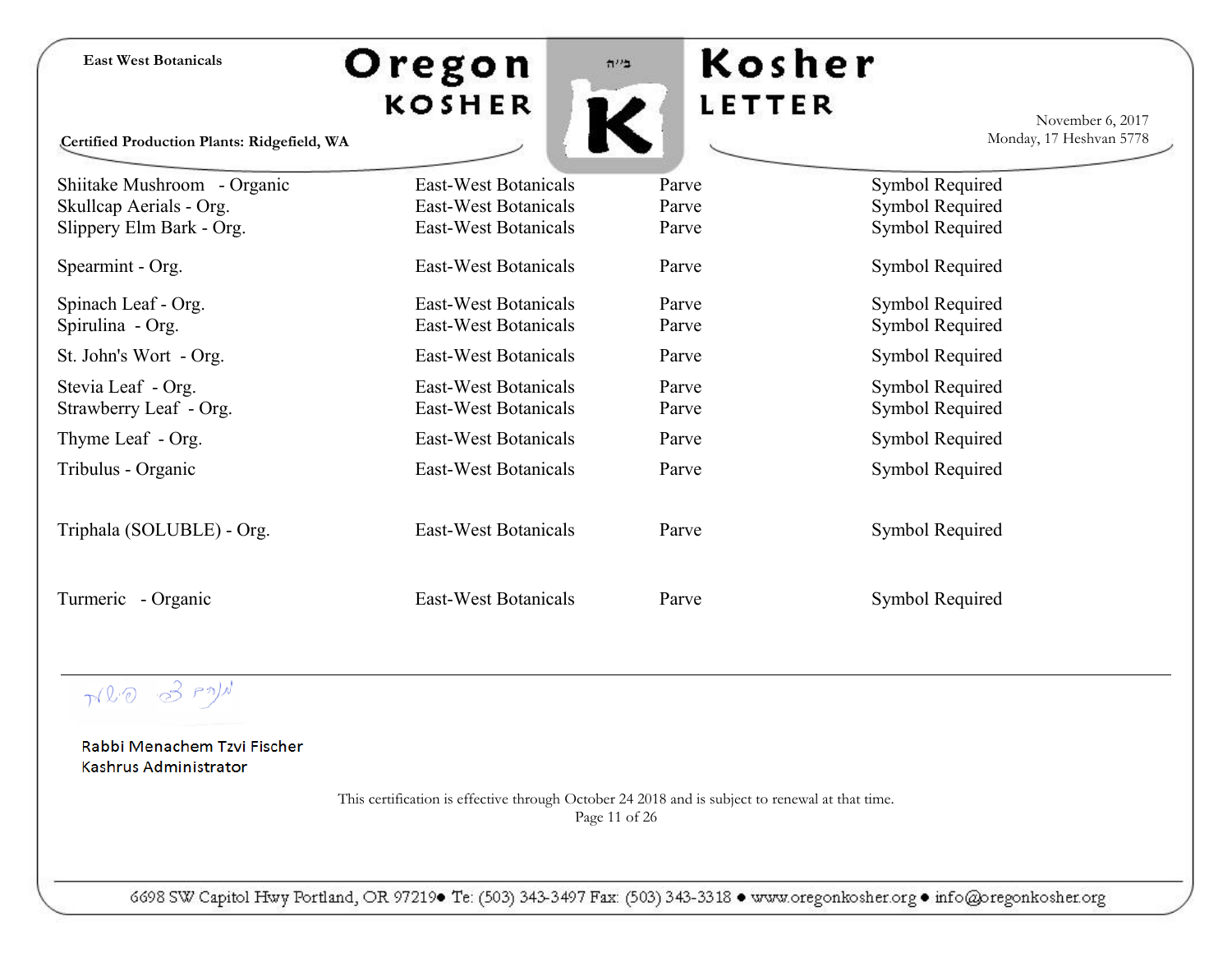East West Botanicals

**Oregon KOSHER** בס"ד **K** **Kosher LETTER**

**Certified Production Plants: Ridgefield, WA**

November 6, 2017
Monday, 17 Heshvan 5778

| | | | |
|---|---|---|---|
| Shiitake Mushroom - Organic | East-West Botanicals | Parve | Symbol Required |
| Skullcap Aerials - Org. | East-West Botanicals | Parve | Symbol Required |
| Slippery Elm Bark - Org. | East-West Botanicals | Parve | Symbol Required |
| Spearmint - Org. | East-West Botanicals | Parve | Symbol Required |
| Spinach Leaf - Org. | East-West Botanicals | Parve | Symbol Required |
| Spirulina - Org. | East-West Botanicals | Parve | Symbol Required |
| St. John's Wort - Org. | East-West Botanicals | Parve | Symbol Required |
| Stevia Leaf - Org. | East-West Botanicals | Parve | Symbol Required |
| Strawberry Leaf - Org. | East-West Botanicals | Parve | Symbol Required |
| Thyme Leaf - Org. | East-West Botanicals | Parve | Symbol Required |
| Tribulus - Organic | East-West Botanicals | Parve | Symbol Required |
| Triphala (SOLUBLE) - Org. | East-West Botanicals | Parve | Symbol Required |
| Turmeric - Organic | East-West Botanicals | Parve | Symbol Required |

מנחם צבי פישר

Rabbi Menachem Tzvi Fischer
Kashrus Administrator

This certification is effective through October 24 2018 and is subject to renewal at that time.

6698 SW Capitol Hwy Portland, OR 97219● Te: (503) 343-3497 Fax: (503) 343-3318 ● www.oregonkosher.org ● info@oregonkosher.org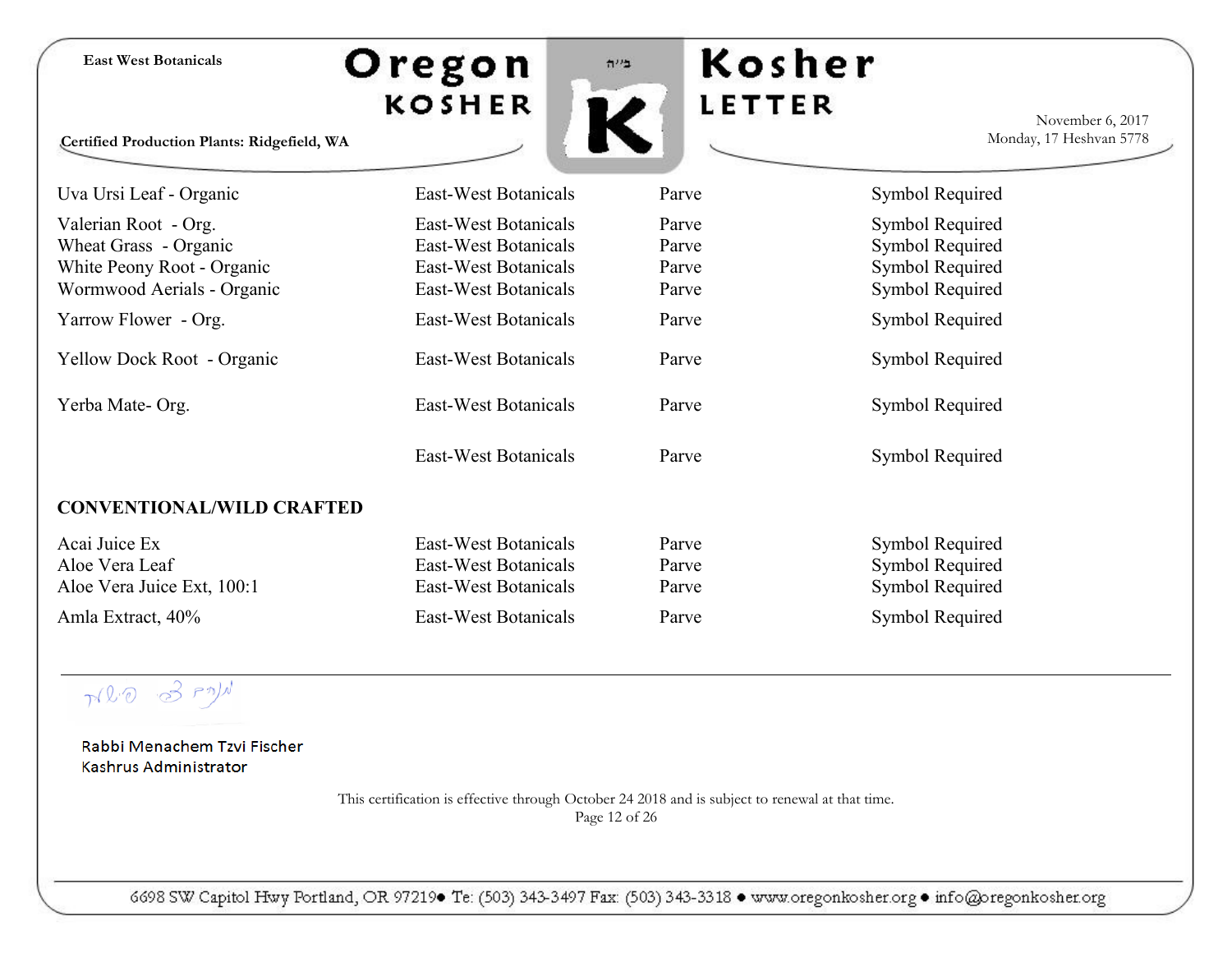East West Botanicals

# Oregon Kosher Kosher Letter

**Certified Production Plants: Ridgefield, WA**

November 6, 2017
Monday, 17 Heshvan 5778

| | | | |
|---|---|---|---|
| Uva Ursi Leaf - Organic | East-West Botanicals | Parve | Symbol Required |
| Valerian Root - Org. | East-West Botanicals | Parve | Symbol Required |
| Wheat Grass - Organic | East-West Botanicals | Parve | Symbol Required |
| White Peony Root - Organic | East-West Botanicals | Parve | Symbol Required |
| Wormwood Aerials - Organic | East-West Botanicals | Parve | Symbol Required |
| Yarrow Flower - Org. | East-West Botanicals | Parve | Symbol Required |
| Yellow Dock Root - Organic | East-West Botanicals | Parve | Symbol Required |
| Yerba Mate- Org. | East-West Botanicals | Parve | Symbol Required |
| | East-West Botanicals | Parve | Symbol Required |

**CONVENTIONAL/WILD CRAFTED**

| | | | |
|---|---|---|---|
| Acai Juice Ex | East-West Botanicals | Parve | Symbol Required |
| Aloe Vera Leaf | East-West Botanicals | Parve | Symbol Required |
| Aloe Vera Juice Ext, 100:1 | East-West Botanicals | Parve | Symbol Required |
| Amla Extract, 40% | East-West Botanicals | Parve | Symbol Required |

Rabbi Menachem Tzvi Fischer
Kashrus Administrator

This certification is effective through October 24 2018 and is subject to renewal at that time.

6698 SW Capitol Hwy Portland, OR 97219● Te: (503) 343-3497 Fax: (503) 343-3318 ● www.oregonkosher.org ● info@oregonkosher.org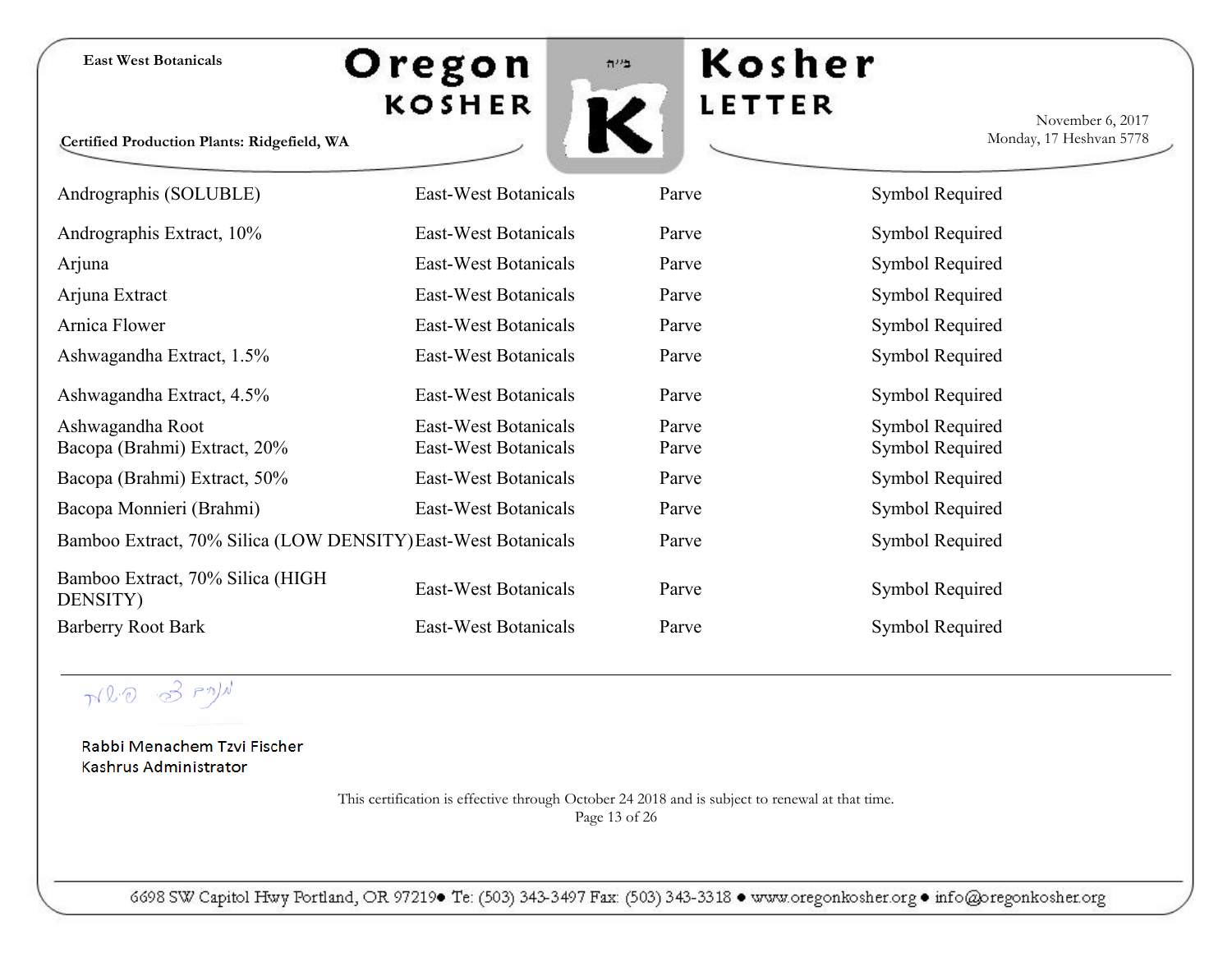East West Botanicals

Certified Production Plants: Ridgefield, WA

# Oregon KOSHER Kosher LETTER

ב״ה

November 6, 2017
Monday, 17 Heshvan 5778

| | | | |
|---|---|---|---|
| Andrographis (SOLUBLE) | East-West Botanicals | Parve | Symbol Required |
| Andrographis Extract, 10% | East-West Botanicals | Parve | Symbol Required |
| Arjuna | East-West Botanicals | Parve | Symbol Required |
| Arjuna Extract | East-West Botanicals | Parve | Symbol Required |
| Arnica Flower | East-West Botanicals | Parve | Symbol Required |
| Ashwagandha Extract, 1.5% | East-West Botanicals | Parve | Symbol Required |
| Ashwagandha Extract, 4.5% | East-West Botanicals | Parve | Symbol Required |
| Ashwagandha Root | East-West Botanicals | Parve | Symbol Required |
| Bacopa (Brahmi) Extract, 20% | East-West Botanicals | Parve | Symbol Required |
| Bacopa (Brahmi) Extract, 50% | East-West Botanicals | Parve | Symbol Required |
| Bacopa Monnieri (Brahmi) | East-West Botanicals | Parve | Symbol Required |
| Bamboo Extract, 70% Silica (LOW DENSITY) | East-West Botanicals | Parve | Symbol Required |
| Bamboo Extract, 70% Silica (HIGH DENSITY) | East-West Botanicals | Parve | Symbol Required |
| Barberry Root Bark | East-West Botanicals | Parve | Symbol Required |

מנחם צבי פישר

Rabbi Menachem Tzvi Fischer
Kashrus Administrator

This certification is effective through October 24 2018 and is subject to renewal at that time.

6698 SW Capitol Hwy Portland, OR 97219 • Tel: (503) 343-3497 Fax: (503) 343-3318 • www.oregonkosher.org • info@oregonkosher.org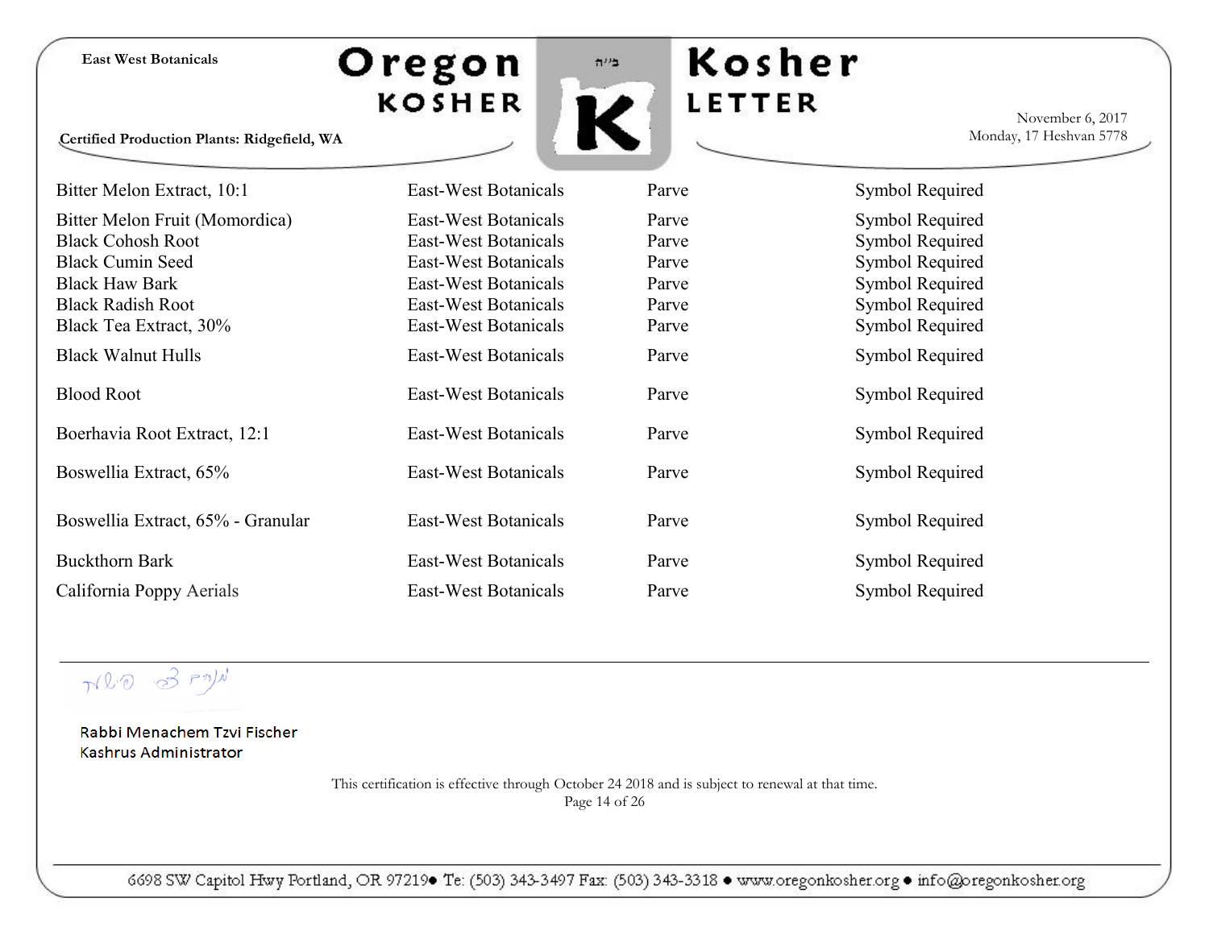East West Botanicals

# Oregon KOSHER Kosher LETTER

Certified Production Plants: Ridgefield, WA

November 6, 2017
Monday, 17 Heshvan 5778

| | | | |
|---|---|---|---|
| Bitter Melon Extract, 10:1 | East-West Botanicals | Parve | Symbol Required |
| Bitter Melon Fruit (Momordica) | East-West Botanicals | Parve | Symbol Required |
| Black Cohosh Root | East-West Botanicals | Parve | Symbol Required |
| Black Cumin Seed | East-West Botanicals | Parve | Symbol Required |
| Black Haw Bark | East-West Botanicals | Parve | Symbol Required |
| Black Radish Root | East-West Botanicals | Parve | Symbol Required |
| Black Tea Extract, 30% | East-West Botanicals | Parve | Symbol Required |
| Black Walnut Hulls | East-West Botanicals | Parve | Symbol Required |
| Blood Root | East-West Botanicals | Parve | Symbol Required |
| Boerhavia Root Extract, 12:1 | East-West Botanicals | Parve | Symbol Required |
| Boswellia Extract, 65% | East-West Botanicals | Parve | Symbol Required |
| Boswellia Extract, 65% - Granular | East-West Botanicals | Parve | Symbol Required |
| Buckthorn Bark | East-West Botanicals | Parve | Symbol Required |
| California Poppy Aerials | East-West Botanicals | Parve | Symbol Required |

Rabbi Menachem Tzvi Fischer
Kashrus Administrator

This certification is effective through October 24 2018 and is subject to renewal at that time.

6698 SW Capitol Hwy Portland, OR 97219 • Te: (503) 343-3497 Fax: (503) 343-3318 • www.oregonkosher.org • info@oregonkosher.org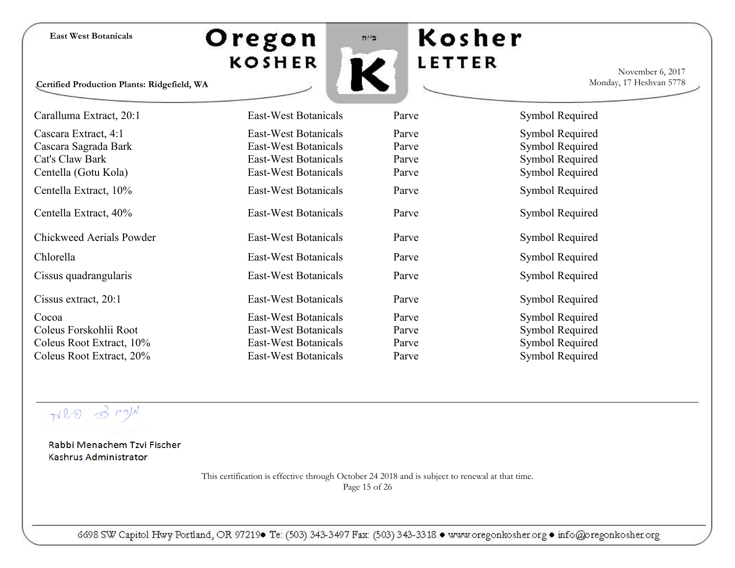East West Botanicals

# Oregon Kosher Letter

ב״ה

Certified Production Plants: Ridgefield, WA

November 6, 2017
Monday, 17 Heshvan 5778

| | | | |
|---|---|---|---|
| Caralluma Extract, 20:1 | East-West Botanicals | Parve | Symbol Required |
| Cascara Extract, 4:1 | East-West Botanicals | Parve | Symbol Required |
| Cascara Sagrada Bark | East-West Botanicals | Parve | Symbol Required |
| Cat's Claw Bark | East-West Botanicals | Parve | Symbol Required |
| Centella (Gotu Kola) | East-West Botanicals | Parve | Symbol Required |
| Centella Extract, 10% | East-West Botanicals | Parve | Symbol Required |
| Centella Extract, 40% | East-West Botanicals | Parve | Symbol Required |
| Chickweed Aerials Powder | East-West Botanicals | Parve | Symbol Required |
| Chlorella | East-West Botanicals | Parve | Symbol Required |
| Cissus quadrangularis | East-West Botanicals | Parve | Symbol Required |
| Cissus extract, 20:1 | East-West Botanicals | Parve | Symbol Required |
| Cocoa | East-West Botanicals | Parve | Symbol Required |
| Coleus Forskohlii Root | East-West Botanicals | Parve | Symbol Required |
| Coleus Root Extract, 10% | East-West Botanicals | Parve | Symbol Required |
| Coleus Root Extract, 20% | East-West Botanicals | Parve | Symbol Required |

מנחם צבי פישר

Rabbi Menachem Tzvi Fischer
Kashrus Administrator

This certification is effective through October 24 2018 and is subject to renewal at that time.

6698 SW Capitol Hwy Portland, OR 97219 • Te: (503) 343-3497 Fax: (503) 343-3318 • www.oregonkosher.org • info@oregonkosher.org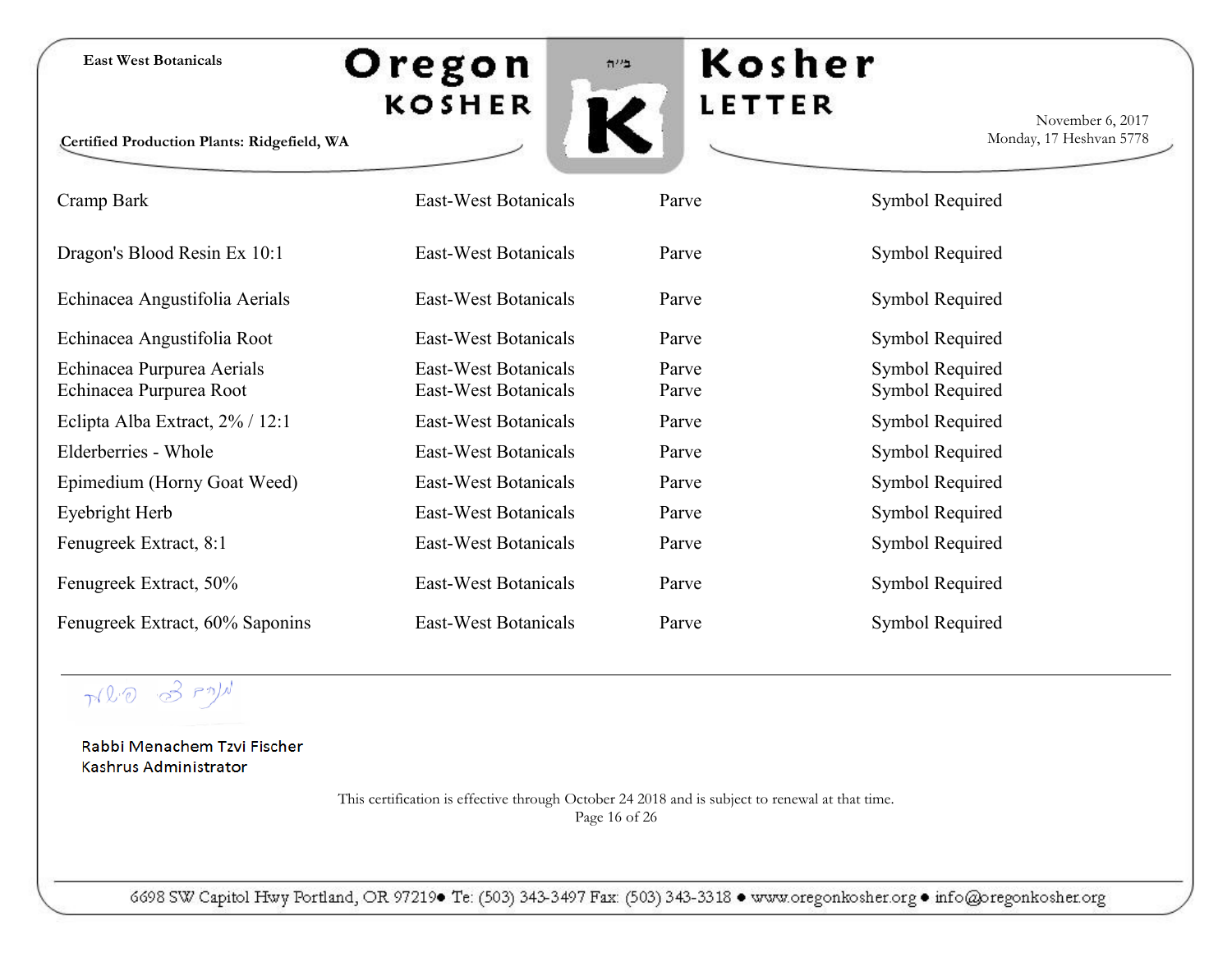East West Botanicals

**Certified Production Plants: Ridgefield, WA**

# Oregon KOSHER Kosher LETTER

ב"ה

November 6, 2017
Monday, 17 Heshvan 5778

| | | | |
|---|---|---|---|
| Cramp Bark | East-West Botanicals | Parve | Symbol Required |
| Dragon's Blood Resin Ex 10:1 | East-West Botanicals | Parve | Symbol Required |
| Echinacea Angustifolia Aerials | East-West Botanicals | Parve | Symbol Required |
| Echinacea Angustifolia Root | East-West Botanicals | Parve | Symbol Required |
| Echinacea Purpurea Aerials | East-West Botanicals | Parve | Symbol Required |
| Echinacea Purpurea Root | East-West Botanicals | Parve | Symbol Required |
| Eclipta Alba Extract, 2% / 12:1 | East-West Botanicals | Parve | Symbol Required |
| Elderberries - Whole | East-West Botanicals | Parve | Symbol Required |
| Epimedium (Horny Goat Weed) | East-West Botanicals | Parve | Symbol Required |
| Eyebright Herb | East-West Botanicals | Parve | Symbol Required |
| Fenugreek Extract, 8:1 | East-West Botanicals | Parve | Symbol Required |
| Fenugreek Extract, 50% | East-West Botanicals | Parve | Symbol Required |
| Fenugreek Extract, 60% Saponins | East-West Botanicals | Parve | Symbol Required |

מנחם צבי פישר

Rabbi Menachem Tzvi Fischer
Kashrus Administrator

This certification is effective through October 24 2018 and is subject to renewal at that time.

6698 SW Capitol Hwy Portland, OR 97219 • Te: (503) 343-3497 Fax: (503) 343-3318 • www.oregonkosher.org • info@oregonkosher.org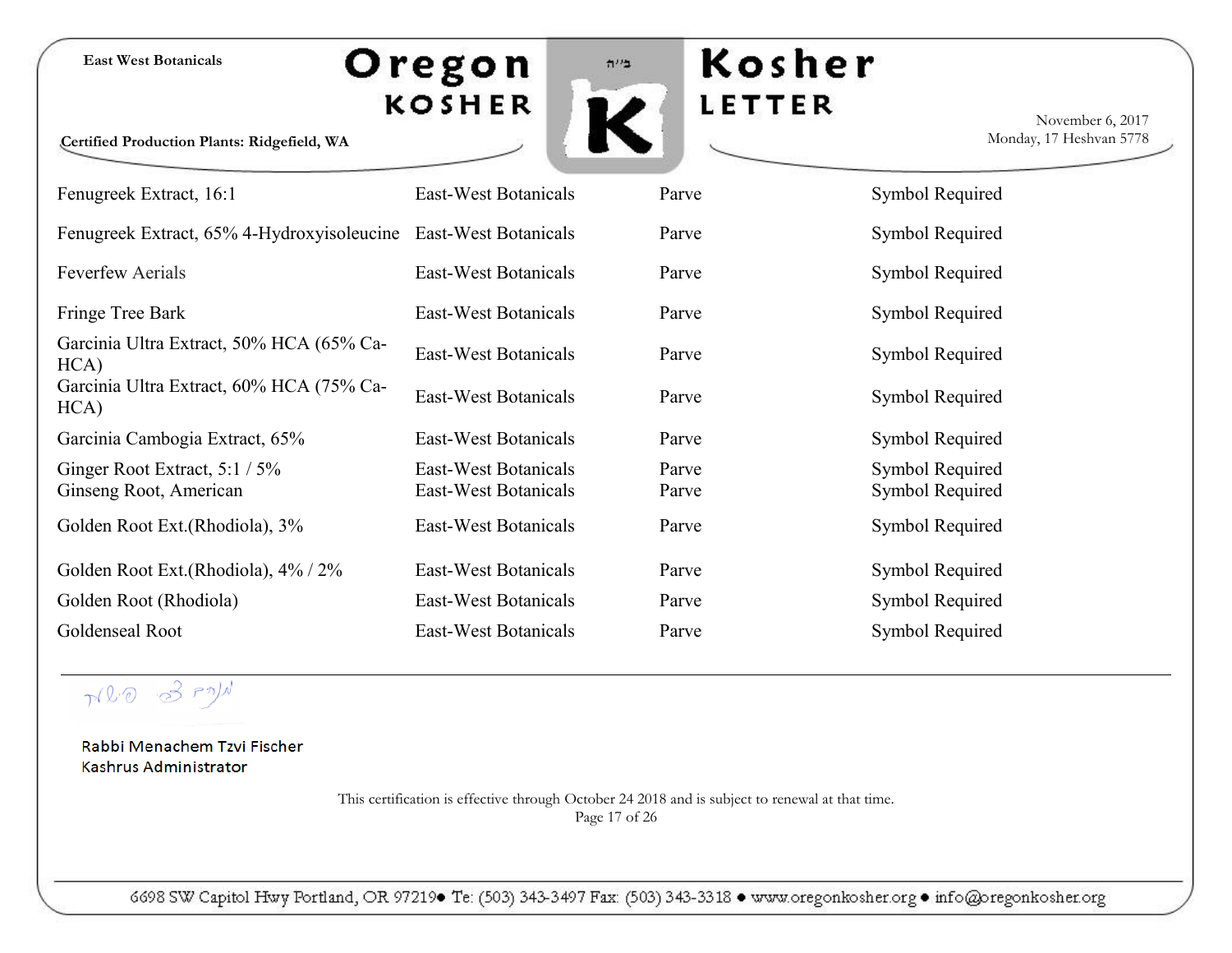East West Botanicals

**Oregon KOSHER** בס"ד **Kosher LETTER**

Certified Production Plants: Ridgefield, WA

November 6, 2017
Monday, 17 Heshvan 5778

| | | | |
|---|---|---|---|
| Fenugreek Extract, 16:1 | East-West Botanicals | Parve | Symbol Required |
| Fenugreek Extract, 65% 4-Hydroxyisoleucine | East-West Botanicals | Parve | Symbol Required |
| Feverfew Aerials | East-West Botanicals | Parve | Symbol Required |
| Fringe Tree Bark | East-West Botanicals | Parve | Symbol Required |
| Garcinia Ultra Extract, 50% HCA (65% Ca-HCA) | East-West Botanicals | Parve | Symbol Required |
| Garcinia Ultra Extract, 60% HCA (75% Ca-HCA) | East-West Botanicals | Parve | Symbol Required |
| Garcinia Cambogia Extract, 65% | East-West Botanicals | Parve | Symbol Required |
| Ginger Root Extract, 5:1 / 5% | East-West Botanicals | Parve | Symbol Required |
| Ginseng Root, American | East-West Botanicals | Parve | Symbol Required |
| Golden Root Ext.(Rhodiola), 3% | East-West Botanicals | Parve | Symbol Required |
| Golden Root Ext.(Rhodiola), 4% / 2% | East-West Botanicals | Parve | Symbol Required |
| Golden Root (Rhodiola) | East-West Botanicals | Parve | Symbol Required |
| Goldenseal Root | East-West Botanicals | Parve | Symbol Required |

מנחם צבי פישר

Rabbi Menachem Tzvi Fischer
Kashrus Administrator

This certification is effective through October 24 2018 and is subject to renewal at that time.

6698 SW Capitol Hwy Portland, OR 97219● Te: (503) 343-3497 Fax: (503) 343-3318 ● www.oregonkosher.org ● info@oregonkosher.org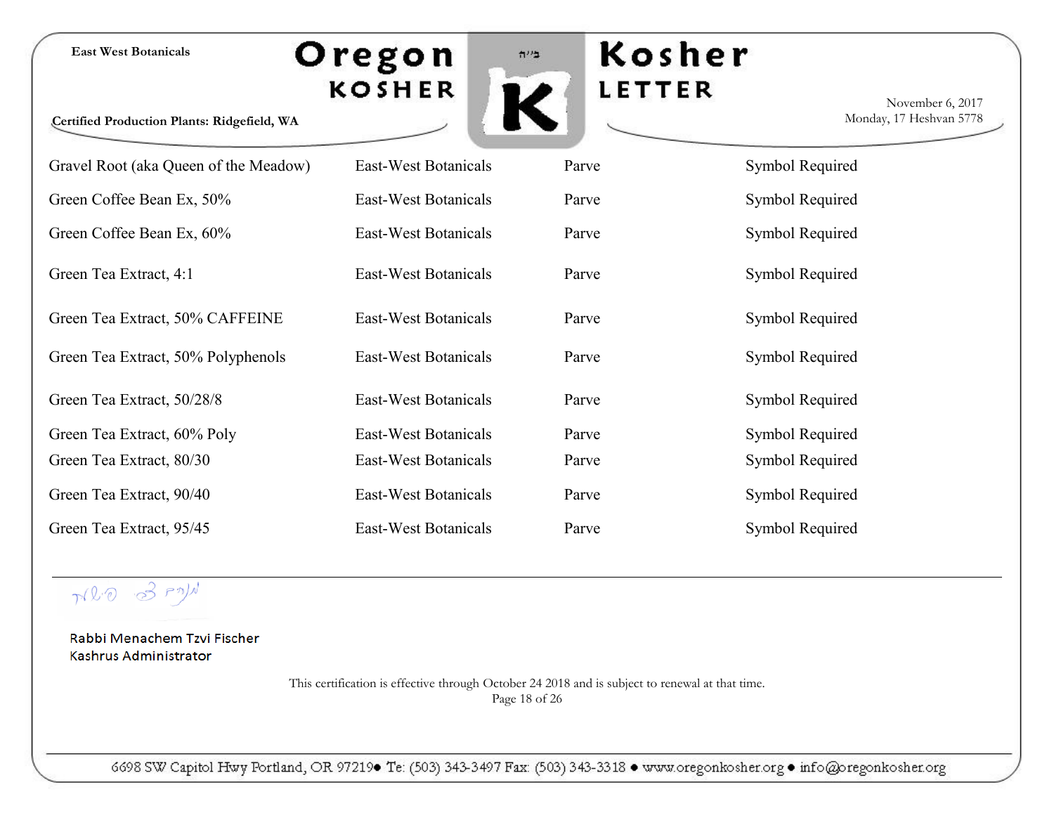East West Botanicals

Certified Production Plants: Ridgefield, WA

# Oregon Kosher — Kosher Letter

ב״ה

November 6, 2017
Monday, 17 Heshvan 5778

| | | | |
|---|---|---|---|
| Gravel Root (aka Queen of the Meadow) | East-West Botanicals | Parve | Symbol Required |
| Green Coffee Bean Ex, 50% | East-West Botanicals | Parve | Symbol Required |
| Green Coffee Bean Ex, 60% | East-West Botanicals | Parve | Symbol Required |
| Green Tea Extract, 4:1 | East-West Botanicals | Parve | Symbol Required |
| Green Tea Extract, 50% CAFFEINE | East-West Botanicals | Parve | Symbol Required |
| Green Tea Extract, 50% Polyphenols | East-West Botanicals | Parve | Symbol Required |
| Green Tea Extract, 50/28/8 | East-West Botanicals | Parve | Symbol Required |
| Green Tea Extract, 60% Poly | East-West Botanicals | Parve | Symbol Required |
| Green Tea Extract, 80/30 | East-West Botanicals | Parve | Symbol Required |
| Green Tea Extract, 90/40 | East-West Botanicals | Parve | Symbol Required |
| Green Tea Extract, 95/45 | East-West Botanicals | Parve | Symbol Required |

מנחם צבי פישר

Rabbi Menachem Tzvi Fischer
Kashrus Administrator

This certification is effective through October 24 2018 and is subject to renewal at that time.

6698 SW Capitol Hwy Portland, OR 97219 • Tel: (503) 343-3497 Fax: (503) 343-3318 • www.oregonkosher.org • info@oregonkosher.org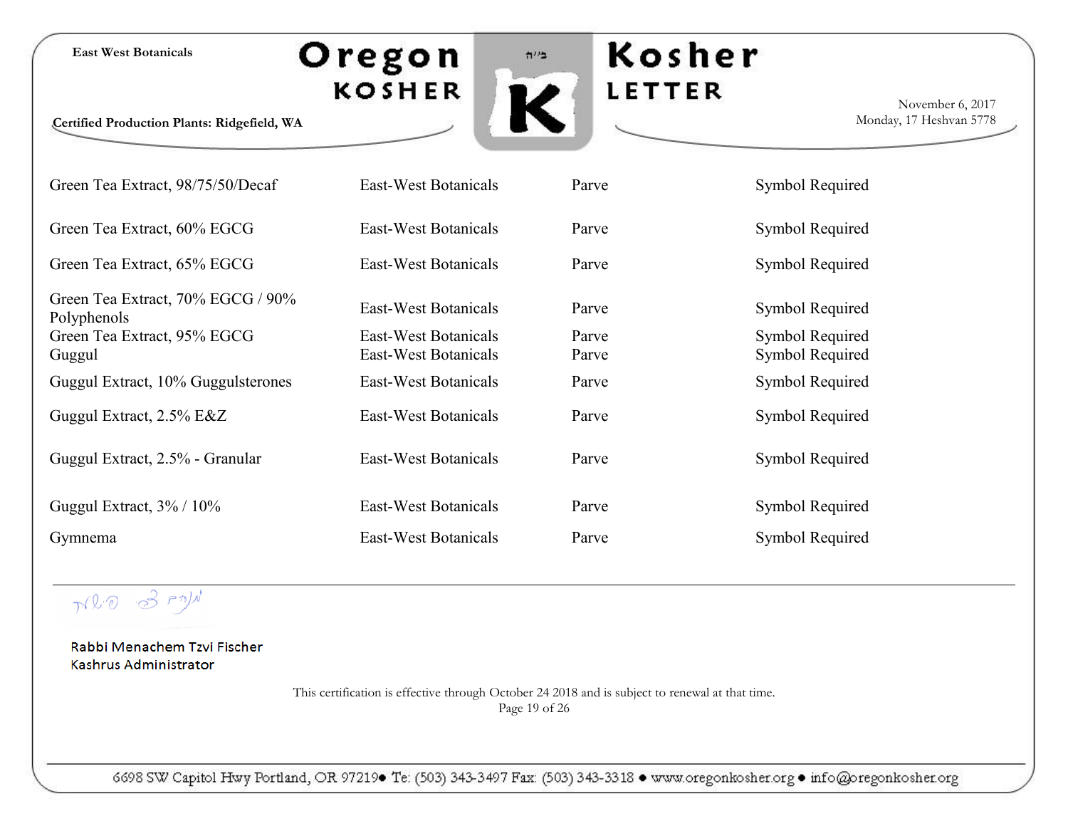East West Botanicals

Oregon KOSHER Kosher LETTER

בס"ד

Certified Production Plants: Ridgefield, WA

November 6, 2017
Monday, 17 Heshvan 5778

| | | | |
|---|---|---|---|
| Green Tea Extract, 98/75/50/Decaf | East-West Botanicals | Parve | Symbol Required |
| Green Tea Extract, 60% EGCG | East-West Botanicals | Parve | Symbol Required |
| Green Tea Extract, 65% EGCG | East-West Botanicals | Parve | Symbol Required |
| Green Tea Extract, 70% EGCG / 90% Polyphenols | East-West Botanicals | Parve | Symbol Required |
| Green Tea Extract, 95% EGCG | East-West Botanicals | Parve | Symbol Required |
| Guggul | East-West Botanicals | Parve | Symbol Required |
| Guggul Extract, 10% Guggulsterones | East-West Botanicals | Parve | Symbol Required |
| Guggul Extract, 2.5% E&Z | East-West Botanicals | Parve | Symbol Required |
| Guggul Extract, 2.5% - Granular | East-West Botanicals | Parve | Symbol Required |
| Guggul Extract, 3% / 10% | East-West Botanicals | Parve | Symbol Required |
| Gymnema | East-West Botanicals | Parve | Symbol Required |

מנחם צבי פישר

Rabbi Menachem Tzvi Fischer
Kashrus Administrator

This certification is effective through October 24 2018 and is subject to renewal at that time.

6698 SW Capitol Hwy Portland, OR 97219• Te: (503) 343-3497 Fax: (503) 343-3318 • www.oregonkosher.org • info@oregonkosher.org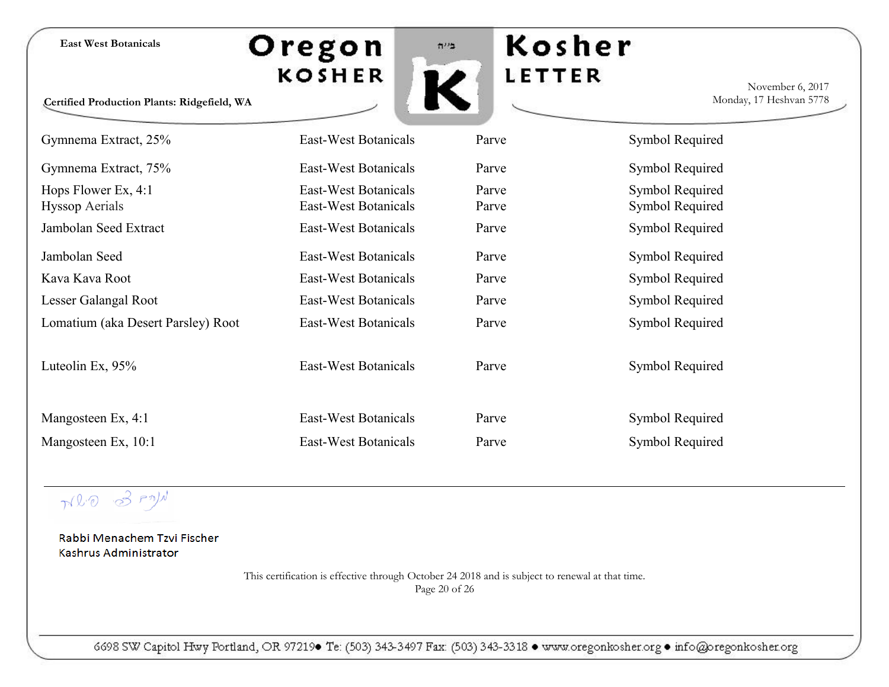East West Botanicals

Certified Production Plants: Ridgefield, WA

# Oregon Kosher Letter

ב"ה

November 6, 2017
Monday, 17 Heshvan 5778

| | | | |
|---|---|---|---|
| Gymnema Extract, 25% | East-West Botanicals | Parve | Symbol Required |
| Gymnema Extract, 75% | East-West Botanicals | Parve | Symbol Required |
| Hops Flower Ex, 4:1 | East-West Botanicals | Parve | Symbol Required |
| Hyssop Aerials | East-West Botanicals | Parve | Symbol Required |
| Jambolan Seed Extract | East-West Botanicals | Parve | Symbol Required |
| Jambolan Seed | East-West Botanicals | Parve | Symbol Required |
| Kava Kava Root | East-West Botanicals | Parve | Symbol Required |
| Lesser Galangal Root | East-West Botanicals | Parve | Symbol Required |
| Lomatium (aka Desert Parsley) Root | East-West Botanicals | Parve | Symbol Required |
| Luteolin Ex, 95% | East-West Botanicals | Parve | Symbol Required |
| Mangosteen Ex, 4:1 | East-West Botanicals | Parve | Symbol Required |
| Mangosteen Ex, 10:1 | East-West Botanicals | Parve | Symbol Required |

מנחם צבי פישר

Rabbi Menachem Tzvi Fischer
Kashrus Administrator

This certification is effective through October 24 2018 and is subject to renewal at that time.

6698 SW Capitol Hwy Portland, OR 97219● Te: (503) 343-3497 Fax: (503) 343-3318 ● www.oregonkosher.org ● info@oregonkosher.org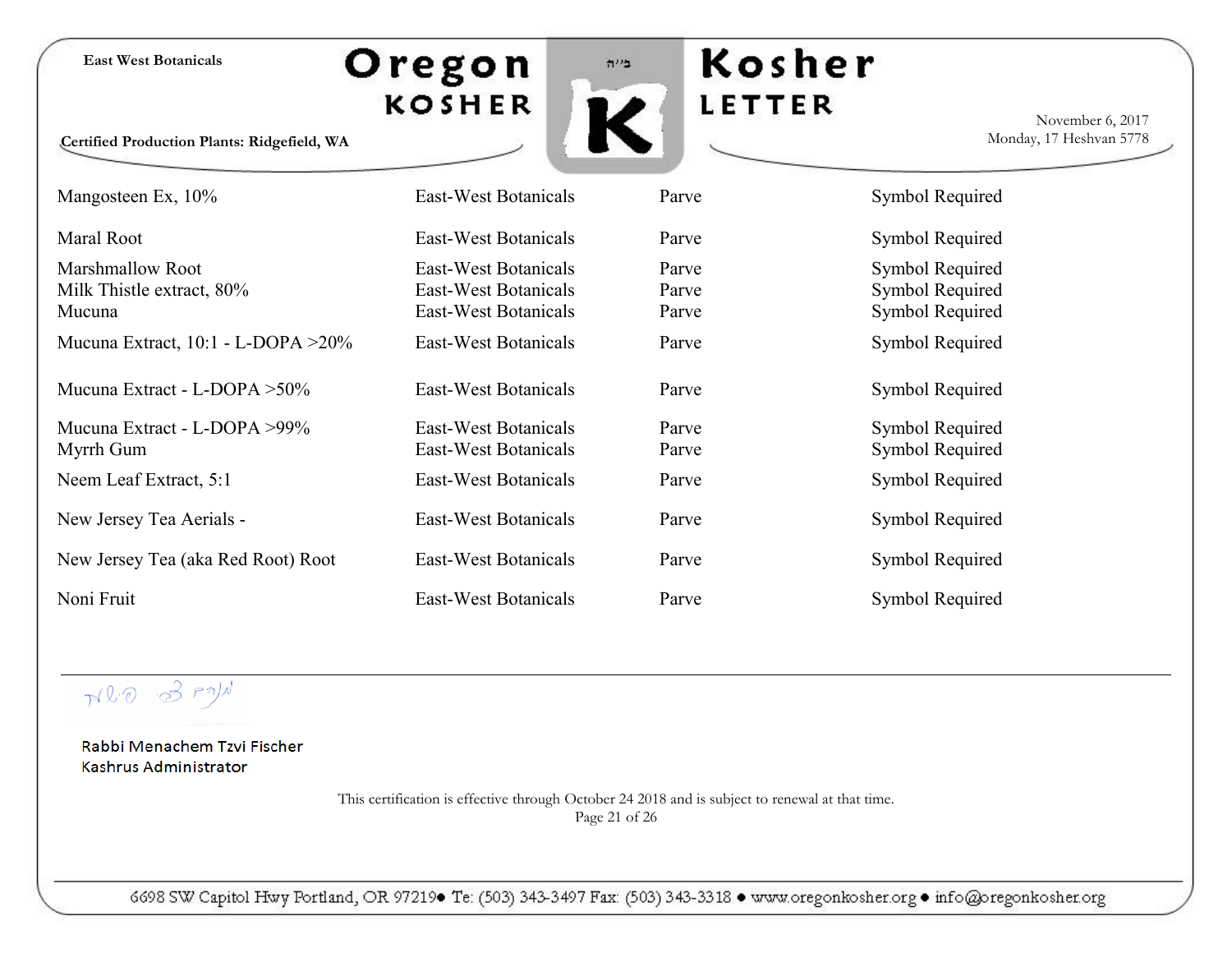East West Botanicals

**Certified Production Plants: Ridgefield, WA**

# Oregon Kosher — Kosher Letter

ב"ה

November 6, 2017
Monday, 17 Heshvan 5778

| | | | |
|---|---|---|---|
| Mangosteen Ex, 10% | East-West Botanicals | Parve | Symbol Required |
| Maral Root | East-West Botanicals | Parve | Symbol Required |
| Marshmallow Root | East-West Botanicals | Parve | Symbol Required |
| Milk Thistle extract, 80% | East-West Botanicals | Parve | Symbol Required |
| Mucuna | East-West Botanicals | Parve | Symbol Required |
| Mucuna Extract, 10:1 - L-DOPA >20% | East-West Botanicals | Parve | Symbol Required |
| Mucuna Extract - L-DOPA >50% | East-West Botanicals | Parve | Symbol Required |
| Mucuna Extract - L-DOPA >99% | East-West Botanicals | Parve | Symbol Required |
| Myrrh Gum | East-West Botanicals | Parve | Symbol Required |
| Neem Leaf Extract, 5:1 | East-West Botanicals | Parve | Symbol Required |
| New Jersey Tea Aerials - | East-West Botanicals | Parve | Symbol Required |
| New Jersey Tea (aka Red Root) Root | East-West Botanicals | Parve | Symbol Required |
| Noni Fruit | East-West Botanicals | Parve | Symbol Required |

Rabbi Menachem Tzvi Fischer
Kashrus Administrator

This certification is effective through October 24 2018 and is subject to renewal at that time.

6698 SW Capitol Hwy Portland, OR 97219 • Te: (503) 343-3497 Fax: (503) 343-3318 • www.oregonkosher.org • info@oregonkosher.org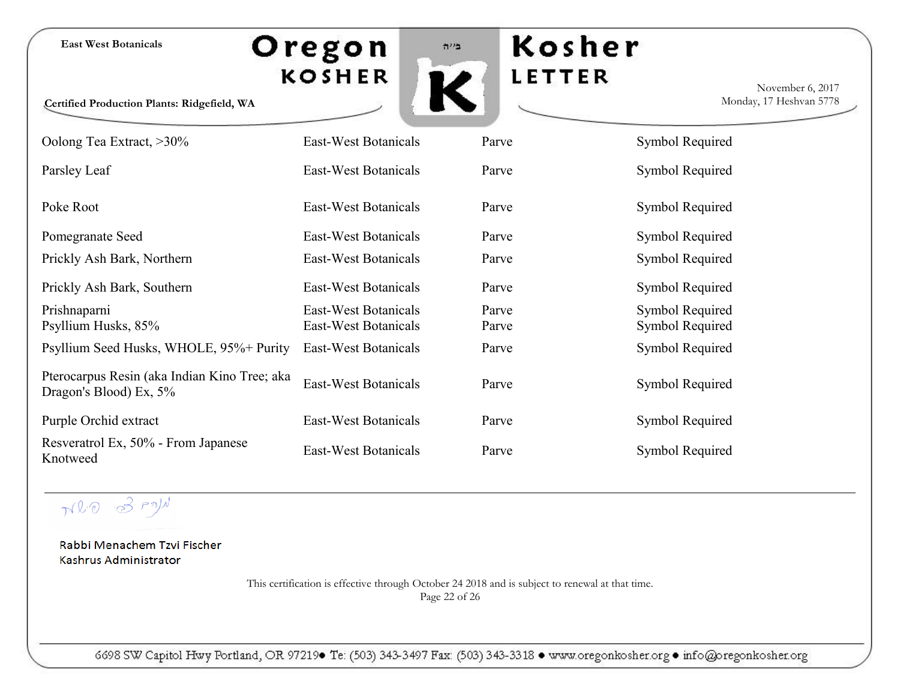East West Botanicals

Certified Production Plants: Ridgefield, WA

# Oregon KOSHER Kosher LETTER

November 6, 2017
Monday, 17 Heshvan 5778

| | | | |
|---|---|---|---|
| Oolong Tea Extract, >30% | East-West Botanicals | Parve | Symbol Required |
| Parsley Leaf | East-West Botanicals | Parve | Symbol Required |
| Poke Root | East-West Botanicals | Parve | Symbol Required |
| Pomegranate Seed | East-West Botanicals | Parve | Symbol Required |
| Prickly Ash Bark, Northern | East-West Botanicals | Parve | Symbol Required |
| Prickly Ash Bark, Southern | East-West Botanicals | Parve | Symbol Required |
| Prishnaparni | East-West Botanicals | Parve | Symbol Required |
| Psyllium Husks, 85% | East-West Botanicals | Parve | Symbol Required |
| Psyllium Seed Husks, WHOLE, 95%+ Purity | East-West Botanicals | Parve | Symbol Required |
| Pterocarpus Resin (aka Indian Kino Tree; aka Dragon's Blood) Ex, 5% | East-West Botanicals | Parve | Symbol Required |
| Purple Orchid extract | East-West Botanicals | Parve | Symbol Required |
| Resveratrol Ex, 50% - From Japanese Knotweed | East-West Botanicals | Parve | Symbol Required |

Rabbi Menachem Tzvi Fischer
Kashrus Administrator

This certification is effective through October 24 2018 and is subject to renewal at that time.

6698 SW Capitol Hwy Portland, OR 97219• Te: (503) 343-3497 Fax: (503) 343-3318 • www.oregonkosher.org • info@oregonkosher.org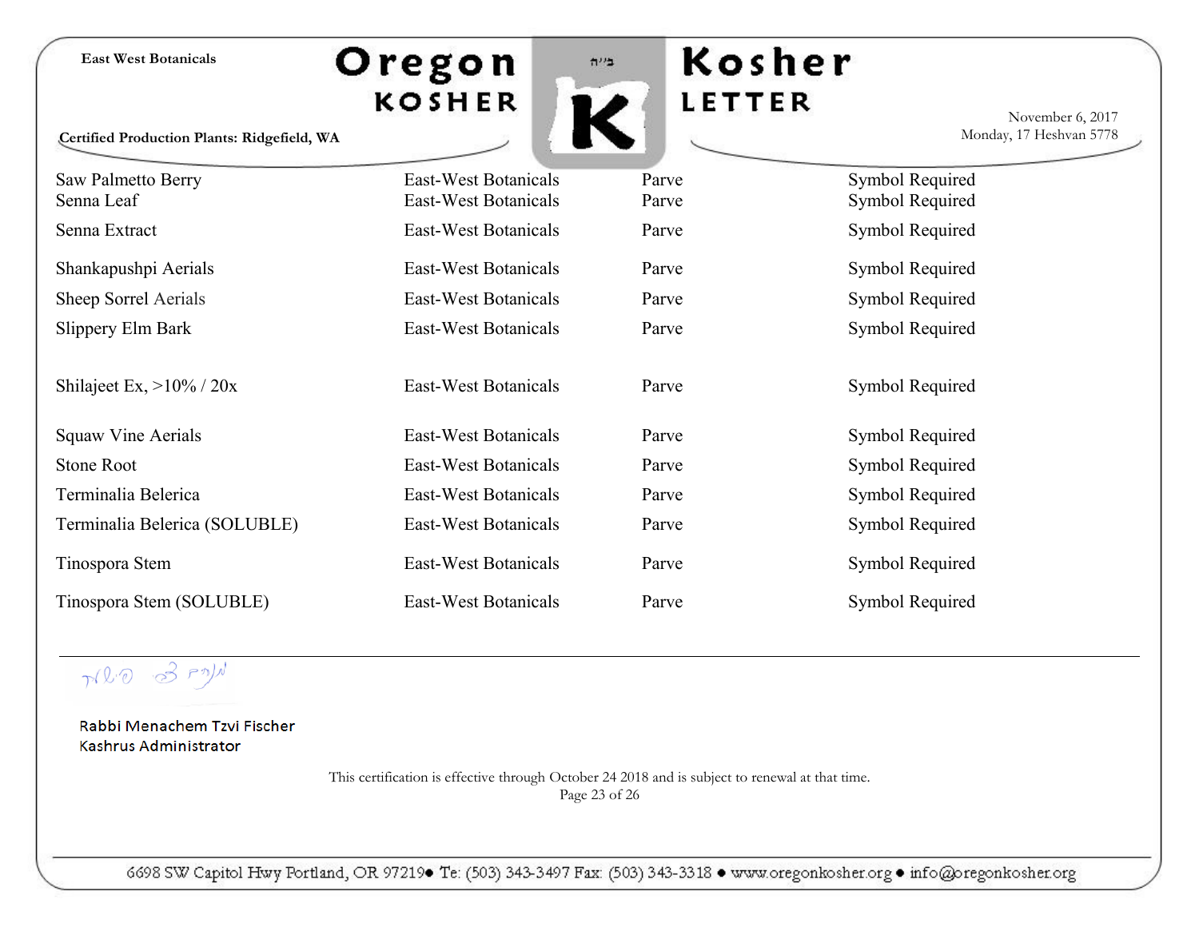East West Botanicals

**Oregon KOSHER** בס"ד **Kosher LETTER**

**Certified Production Plants: Ridgefield, WA**

November 6, 2017
Monday, 17 Heshvan 5778

| | | | |
|---|---|---|---|
| Saw Palmetto Berry | East-West Botanicals | Parve | Symbol Required |
| Senna Leaf | East-West Botanicals | Parve | Symbol Required |
| Senna Extract | East-West Botanicals | Parve | Symbol Required |
| Shankapushpi Aerials | East-West Botanicals | Parve | Symbol Required |
| Sheep Sorrel Aerials | East-West Botanicals | Parve | Symbol Required |
| Slippery Elm Bark | East-West Botanicals | Parve | Symbol Required |
| Shilajeet Ex, >10% / 20x | East-West Botanicals | Parve | Symbol Required |
| Squaw Vine Aerials | East-West Botanicals | Parve | Symbol Required |
| Stone Root | East-West Botanicals | Parve | Symbol Required |
| Terminalia Belerica | East-West Botanicals | Parve | Symbol Required |
| Terminalia Belerica (SOLUBLE) | East-West Botanicals | Parve | Symbol Required |
| Tinospora Stem | East-West Botanicals | Parve | Symbol Required |
| Tinospora Stem (SOLUBLE) | East-West Botanicals | Parve | Symbol Required |

מנחם צבי פישר

Rabbi Menachem Tzvi Fischer
Kashrus Administrator

This certification is effective through October 24 2018 and is subject to renewal at that time.

6698 SW Capitol Hwy Portland, OR 97219• Te: (503) 343-3497 Fax: (503) 343-3318 • www.oregonkosher.org • info@oregonkosher.org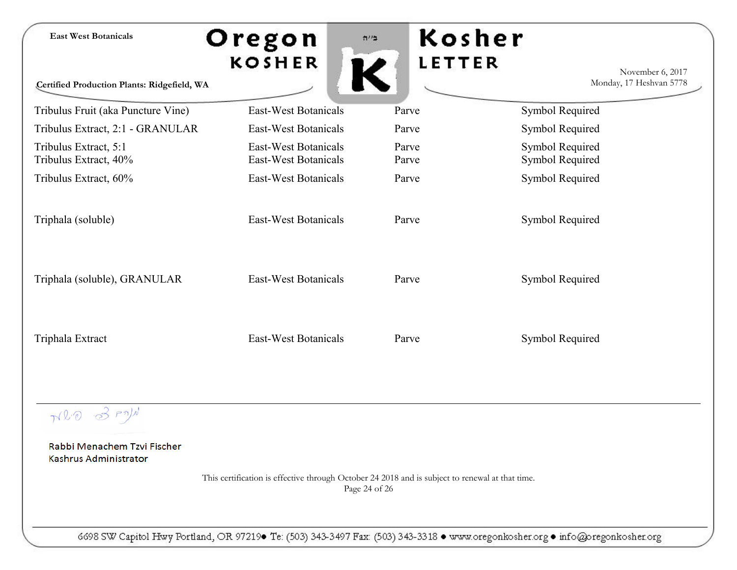East West Botanicals

# Oregon Kosher Letter

ב"ה

Certified Production Plants: Ridgefield, WA

November 6, 2017
Monday, 17 Heshvan 5778

| | | | |
|---|---|---|---|
| Tribulus Fruit (aka Puncture Vine) | East-West Botanicals | Parve | Symbol Required |
| Tribulus Extract, 2:1 - GRANULAR | East-West Botanicals | Parve | Symbol Required |
| Tribulus Extract, 5:1 | East-West Botanicals | Parve | Symbol Required |
| Tribulus Extract, 40% | East-West Botanicals | Parve | Symbol Required |
| Tribulus Extract, 60% | East-West Botanicals | Parve | Symbol Required |
| Triphala (soluble) | East-West Botanicals | Parve | Symbol Required |
| Triphala (soluble), GRANULAR | East-West Botanicals | Parve | Symbol Required |
| Triphala Extract | East-West Botanicals | Parve | Symbol Required |

מנחם צבי פישר

Rabbi Menachem Tzvi Fischer
Kashrus Administrator

This certification is effective through October 24 2018 and is subject to renewal at that time.

6698 SW Capitol Hwy Portland, OR 97219 • Te: (503) 343-3497 Fax: (503) 343-3318 • www.oregonkosher.org • info@oregonkosher.org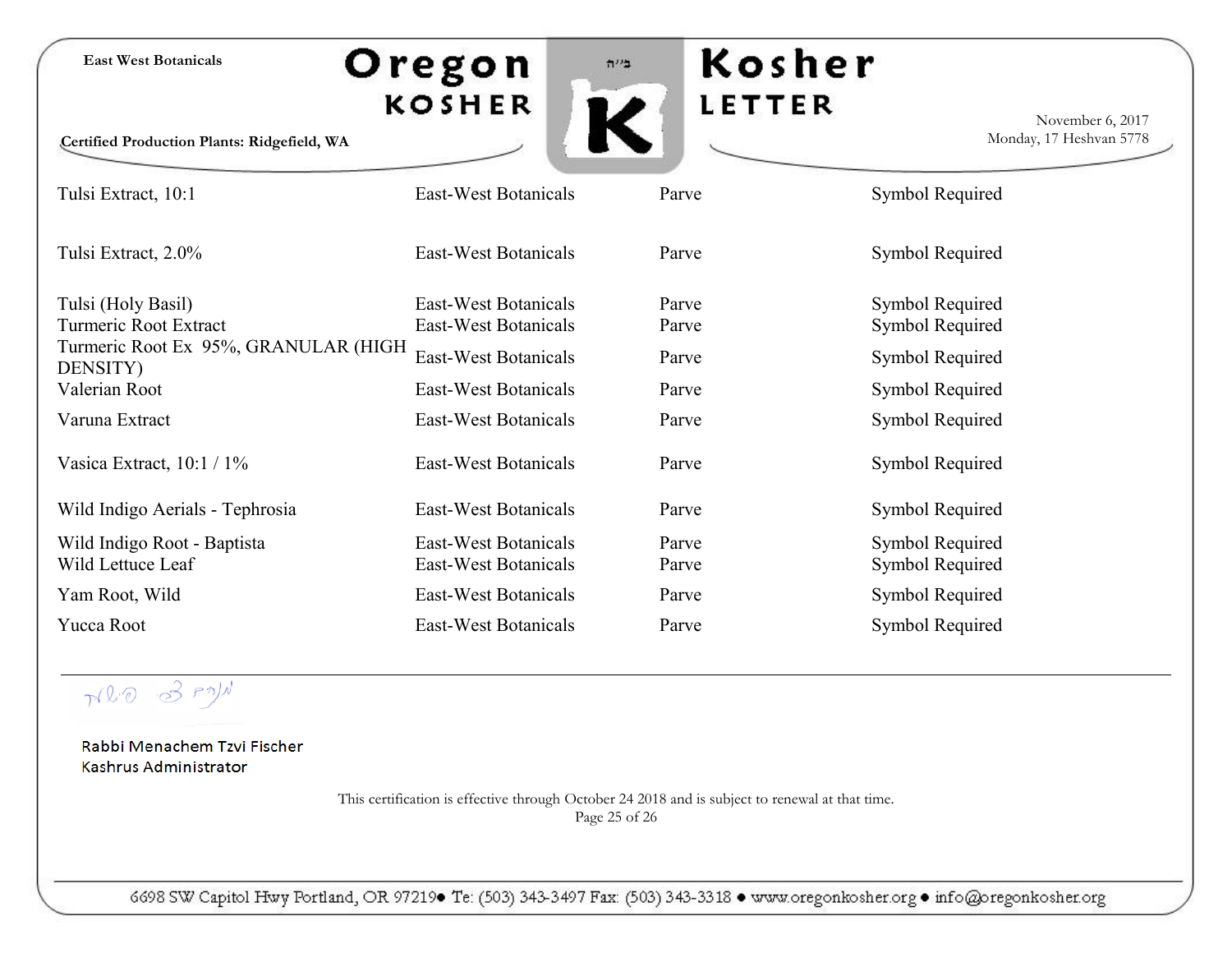East West Botanicals

**Oregon KOSHER** בס"ד **Kosher LETTER**

**Certified Production Plants: Ridgefield, WA**

November 6, 2017
Monday, 17 Heshvan 5778

| | | | |
|---|---|---|---|
| Tulsi Extract, 10:1 | East-West Botanicals | Parve | Symbol Required |
| Tulsi Extract, 2.0% | East-West Botanicals | Parve | Symbol Required |
| Tulsi (Holy Basil) | East-West Botanicals | Parve | Symbol Required |
| Turmeric Root Extract | East-West Botanicals | Parve | Symbol Required |
| Turmeric Root Ex 95%, GRANULAR (HIGH DENSITY) | East-West Botanicals | Parve | Symbol Required |
| Valerian Root | East-West Botanicals | Parve | Symbol Required |
| Varuna Extract | East-West Botanicals | Parve | Symbol Required |
| Vasica Extract, 10:1 / 1% | East-West Botanicals | Parve | Symbol Required |
| Wild Indigo Aerials - Tephrosia | East-West Botanicals | Parve | Symbol Required |
| Wild Indigo Root - Baptista | East-West Botanicals | Parve | Symbol Required |
| Wild Lettuce Leaf | East-West Botanicals | Parve | Symbol Required |
| Yam Root, Wild | East-West Botanicals | Parve | Symbol Required |
| Yucca Root | East-West Botanicals | Parve | Symbol Required |

Rabbi Menachem Tzvi Fischer
Kashrus Administrator

This certification is effective through October 24 2018 and is subject to renewal at that time.

6698 SW Capitol Hwy Portland, OR 97219 • Te: (503) 343-3497 Fax: (503) 343-3318 • www.oregonkosher.org • info@oregonkosher.org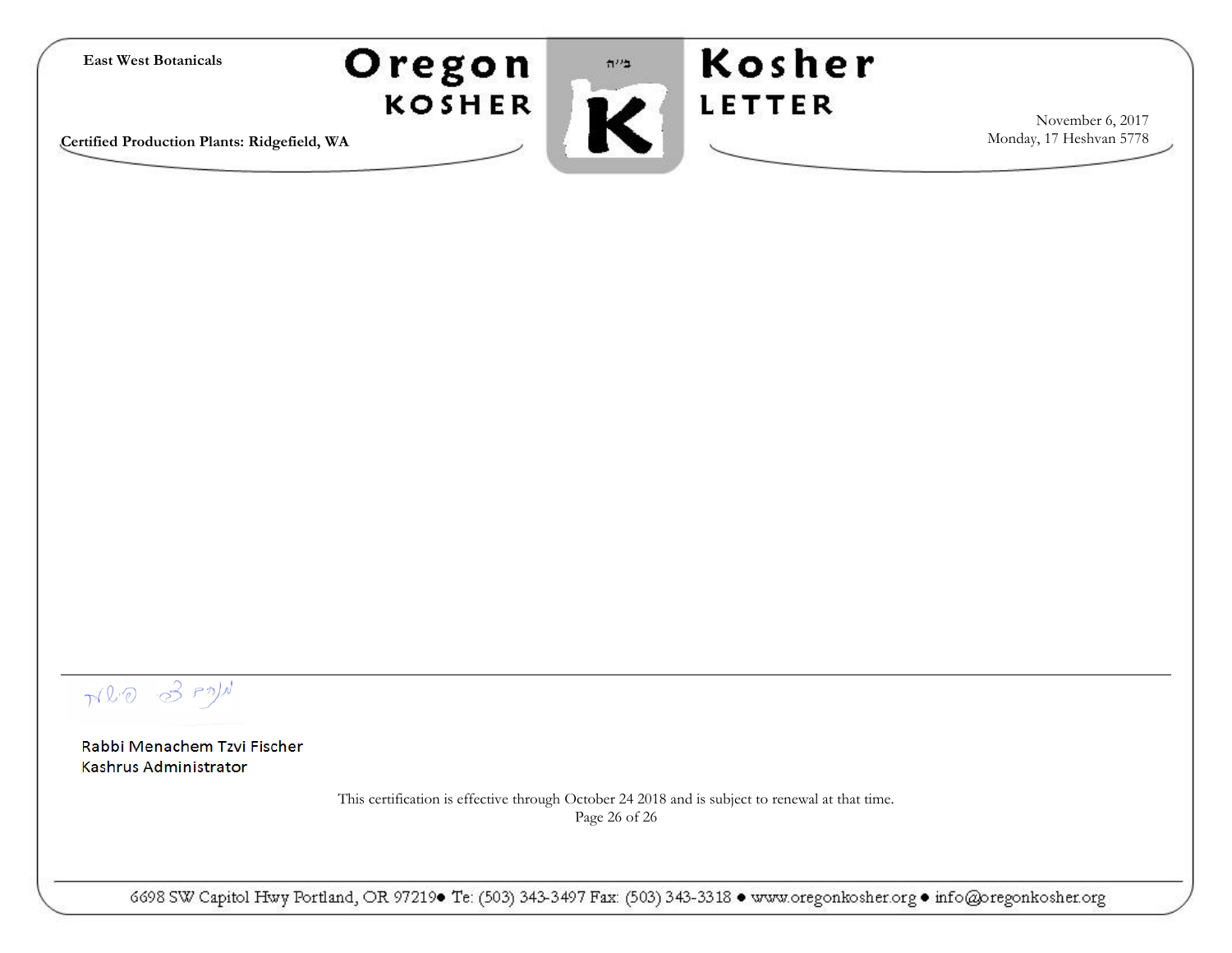East West Botanicals

# Oregon Kosher Letter

Certified Production Plants: Ridgefield, WA

November 6, 2017
Monday, 17 Heshvan 5778

---

Rabbi Menachem Tzvi Fischer
Kashrus Administrator

This certification is effective through October 24 2018 and is subject to renewal at that time.

6698 SW Capitol Hwy Portland, OR 97219● Te: (503) 343-3497 Fax: (503) 343-3318 ● www.oregonkosher.org ● info@oregonkosher.org